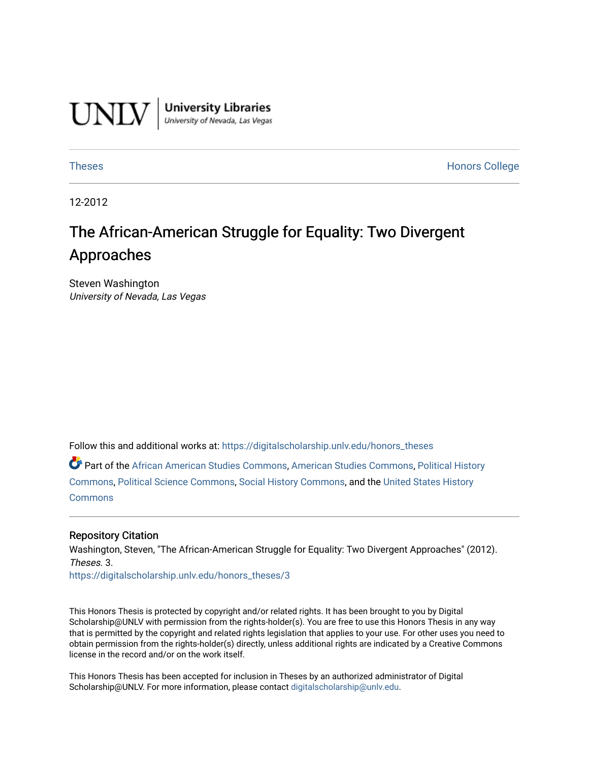UNLV | University Libraries
University of Nevada, Las Vegas

Theses Honors College

12-2012

# The African-American Struggle for Equality: Two Divergent Approaches

Steven Washington
*University of Nevada, Las Vegas*

Follow this and additional works at: https://digitalscholarship.unlv.edu/honors_theses

Part of the African American Studies Commons, American Studies Commons, Political History Commons, Political Science Commons, Social History Commons, and the United States History Commons

## Repository Citation

Washington, Steven, "The African-American Struggle for Equality: Two Divergent Approaches" (2012). *Theses*. 3.
https://digitalscholarship.unlv.edu/honors_theses/3

This Honors Thesis is protected by copyright and/or related rights. It has been brought to you by Digital Scholarship@UNLV with permission from the rights-holder(s). You are free to use this Honors Thesis in any way that is permitted by the copyright and related rights legislation that applies to your use. For other uses you need to obtain permission from the rights-holder(s) directly, unless additional rights are indicated by a Creative Commons license in the record and/or on the work itself.

This Honors Thesis has been accepted for inclusion in Theses by an authorized administrator of Digital Scholarship@UNLV. For more information, please contact digitalscholarship@unlv.edu.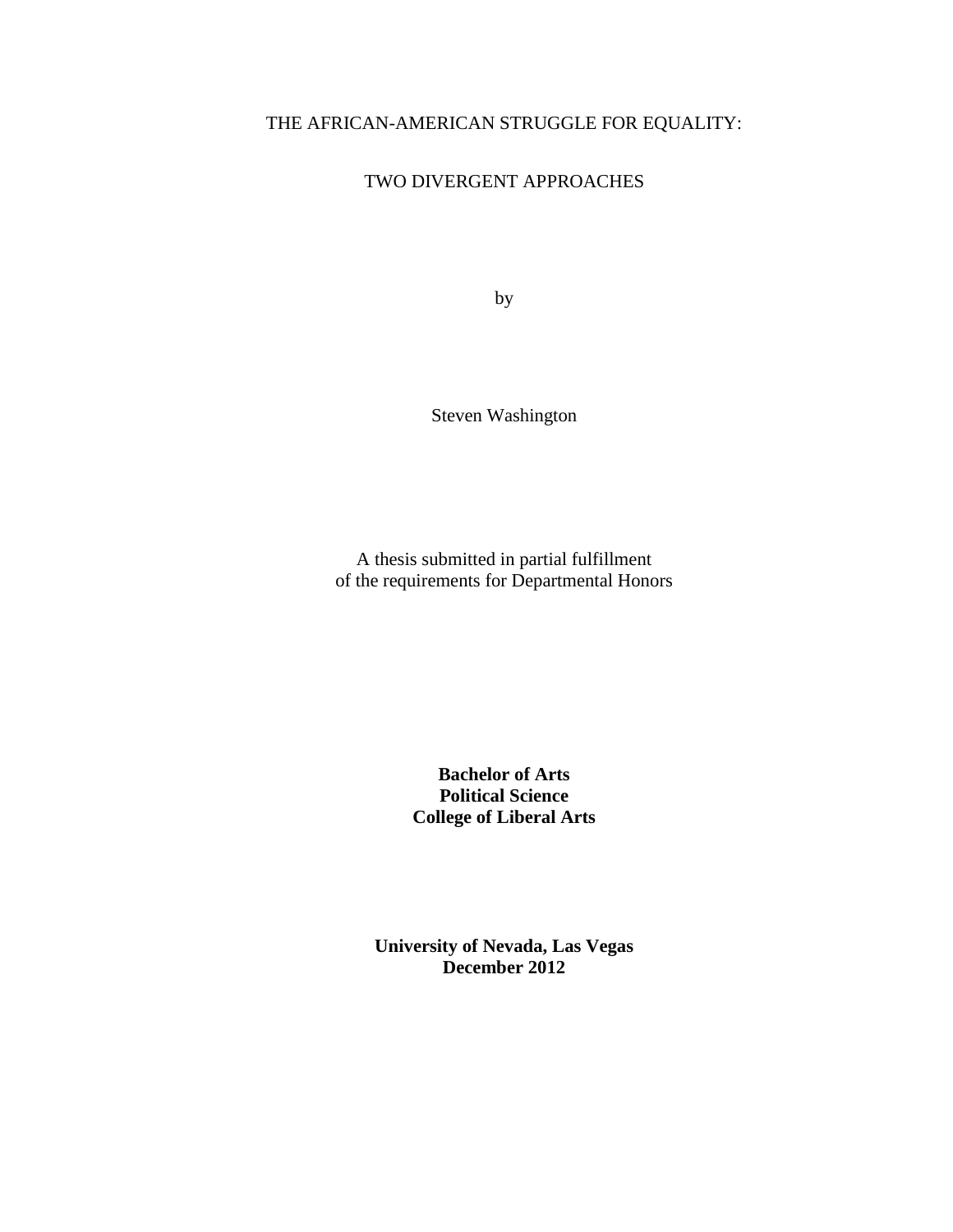# THE AFRICAN-AMERICAN STRUGGLE FOR EQUALITY:

## TWO DIVERGENT APPROACHES

by

Steven Washington

A thesis submitted in partial fulfillment
of the requirements for Departmental Honors

**Bachelor of Arts**
**Political Science**
**College of Liberal Arts**

**University of Nevada, Las Vegas**
**December 2012**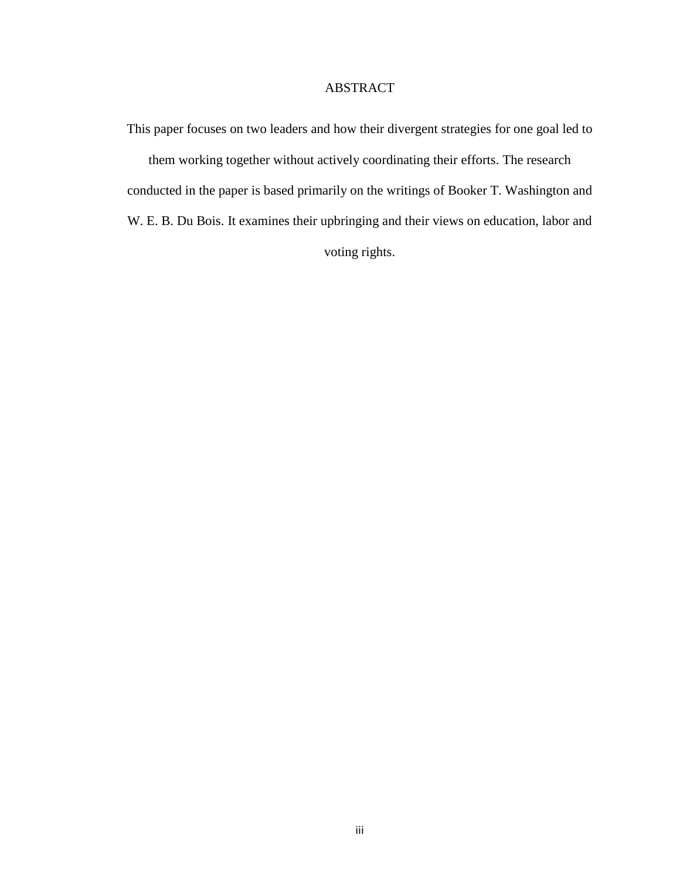# ABSTRACT

This paper focuses on two leaders and how their divergent strategies for one goal led to them working together without actively coordinating their efforts. The research conducted in the paper is based primarily on the writings of Booker T. Washington and W. E. B. Du Bois. It examines their upbringing and their views on education, labor and voting rights.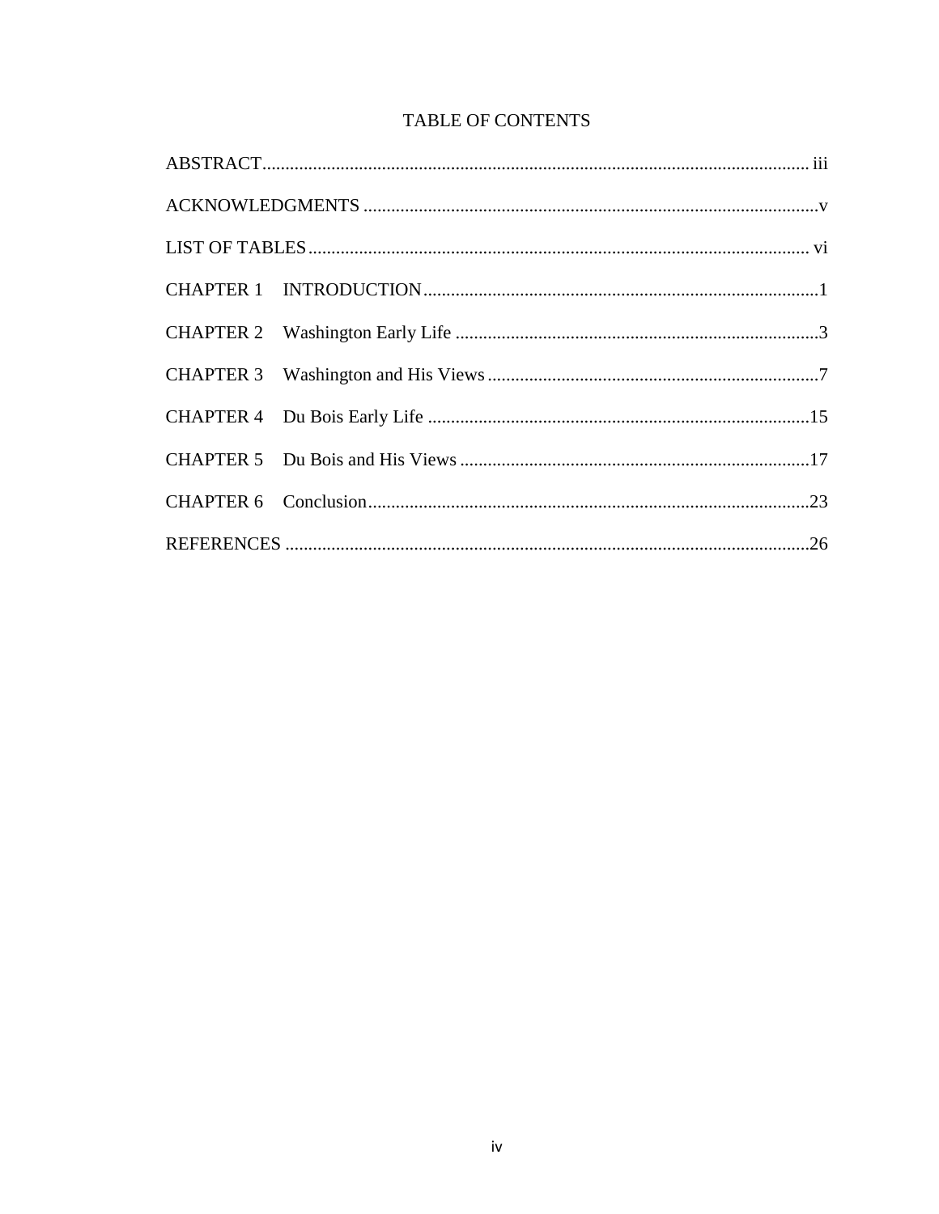# TABLE OF CONTENTS

ABSTRACT .......... iii

ACKNOWLEDGMENTS .......... v

LIST OF TABLES .......... vi

CHAPTER 1 INTRODUCTION .......... 1

CHAPTER 2 Washington Early Life .......... 3

CHAPTER 3 Washington and His Views .......... 7

CHAPTER 4 Du Bois Early Life .......... 15

CHAPTER 5 Du Bois and His Views .......... 17

CHAPTER 6 Conclusion .......... 23

REFERENCES .......... 26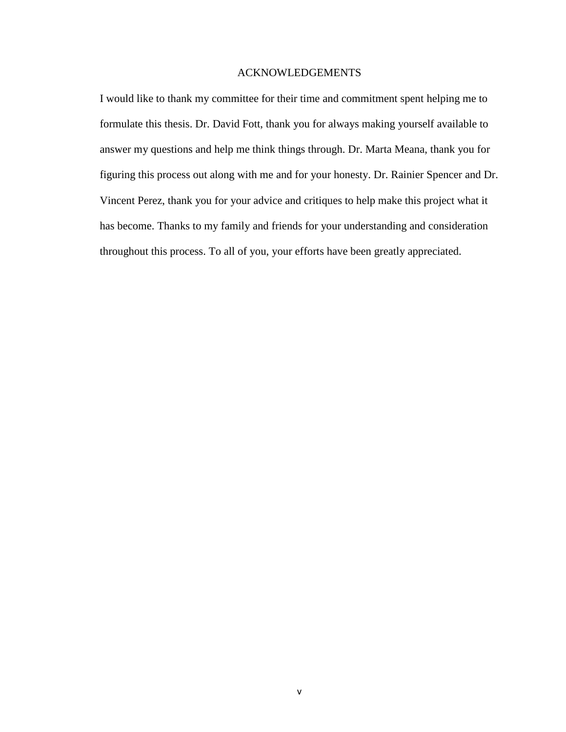# ACKNOWLEDGEMENTS

I would like to thank my committee for their time and commitment spent helping me to formulate this thesis. Dr. David Fott, thank you for always making yourself available to answer my questions and help me think things through. Dr. Marta Meana, thank you for figuring this process out along with me and for your honesty. Dr. Rainier Spencer and Dr. Vincent Perez, thank you for your advice and critiques to help make this project what it has become. Thanks to my family and friends for your understanding and consideration throughout this process. To all of you, your efforts have been greatly appreciated.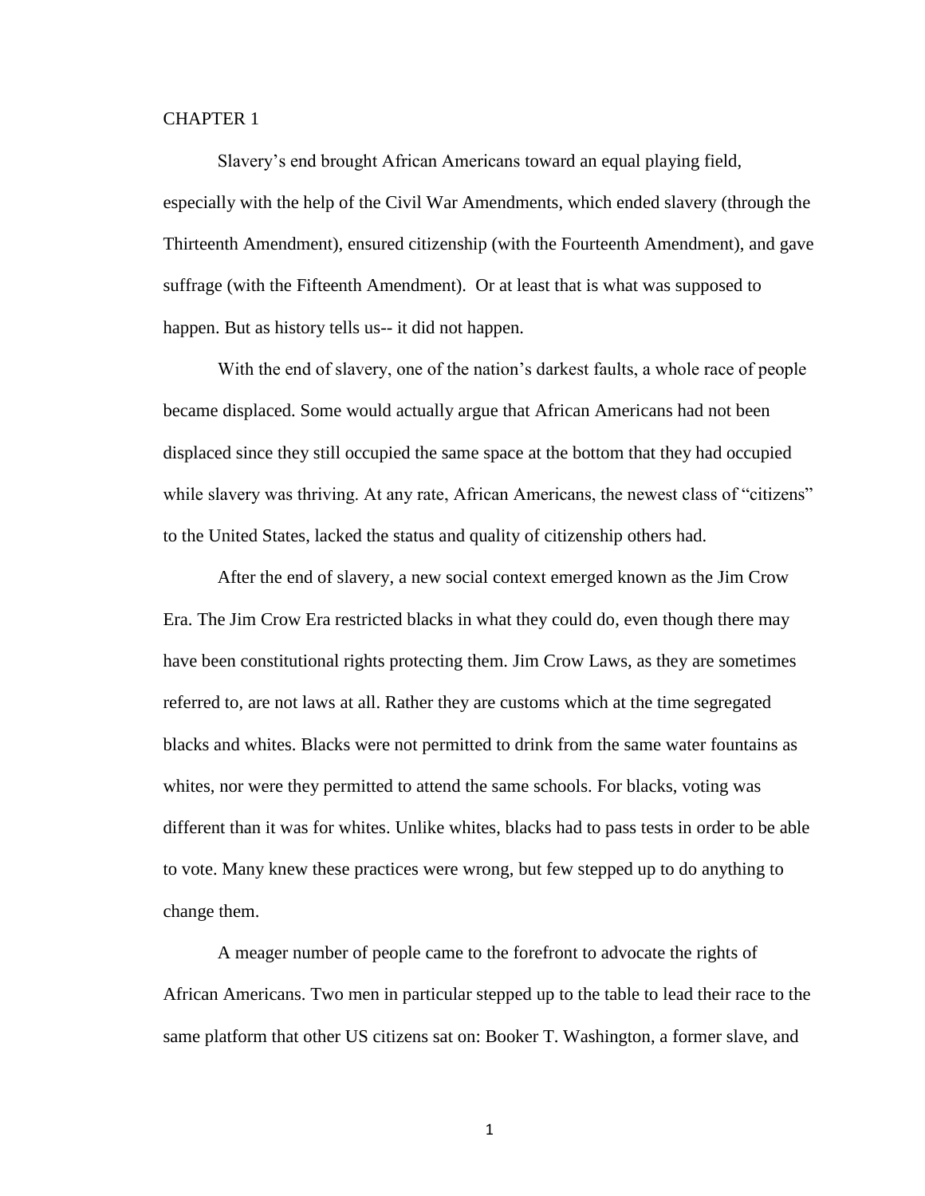# CHAPTER 1

Slavery's end brought African Americans toward an equal playing field, especially with the help of the Civil War Amendments, which ended slavery (through the Thirteenth Amendment), ensured citizenship (with the Fourteenth Amendment), and gave suffrage (with the Fifteenth Amendment). Or at least that is what was supposed to happen. But as history tells us-- it did not happen.

With the end of slavery, one of the nation's darkest faults, a whole race of people became displaced. Some would actually argue that African Americans had not been displaced since they still occupied the same space at the bottom that they had occupied while slavery was thriving. At any rate, African Americans, the newest class of "citizens" to the United States, lacked the status and quality of citizenship others had.

After the end of slavery, a new social context emerged known as the Jim Crow Era. The Jim Crow Era restricted blacks in what they could do, even though there may have been constitutional rights protecting them. Jim Crow Laws, as they are sometimes referred to, are not laws at all. Rather they are customs which at the time segregated blacks and whites. Blacks were not permitted to drink from the same water fountains as whites, nor were they permitted to attend the same schools. For blacks, voting was different than it was for whites. Unlike whites, blacks had to pass tests in order to be able to vote. Many knew these practices were wrong, but few stepped up to do anything to change them.

A meager number of people came to the forefront to advocate the rights of African Americans. Two men in particular stepped up to the table to lead their race to the same platform that other US citizens sat on: Booker T. Washington, a former slave, and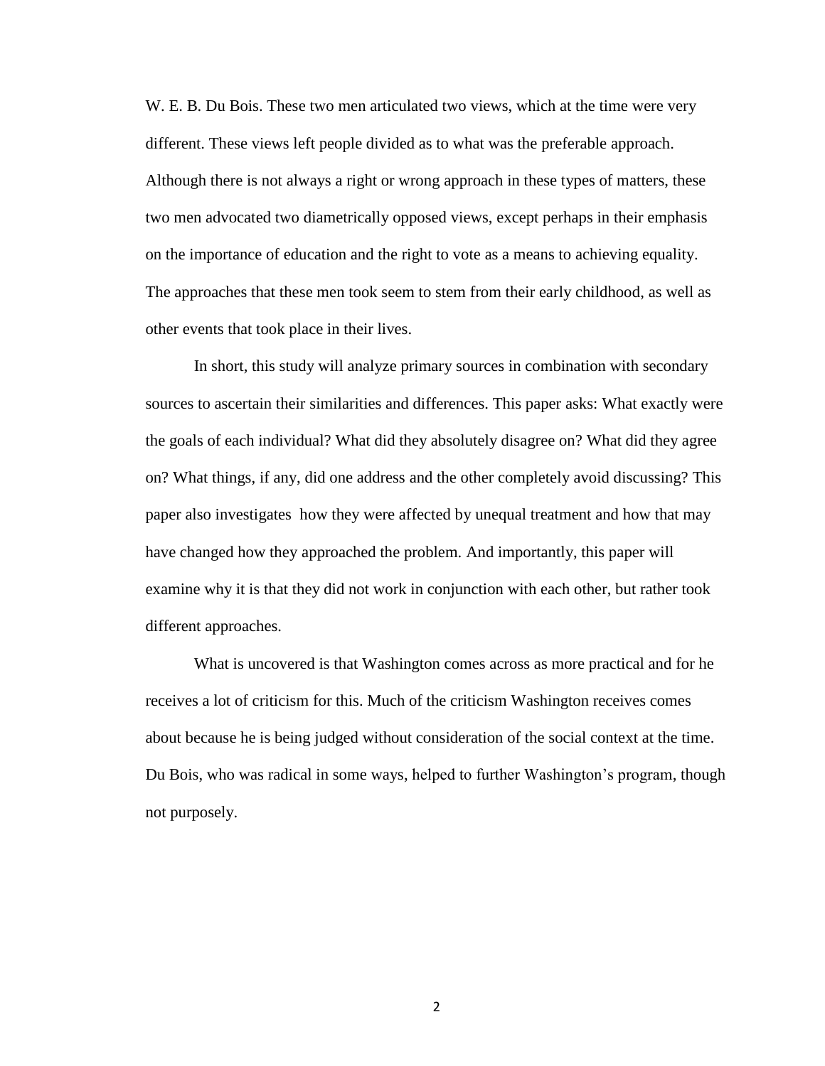W. E. B. Du Bois. These two men articulated two views, which at the time were very different. These views left people divided as to what was the preferable approach. Although there is not always a right or wrong approach in these types of matters, these two men advocated two diametrically opposed views, except perhaps in their emphasis on the importance of education and the right to vote as a means to achieving equality. The approaches that these men took seem to stem from their early childhood, as well as other events that took place in their lives.

In short, this study will analyze primary sources in combination with secondary sources to ascertain their similarities and differences. This paper asks: What exactly were the goals of each individual? What did they absolutely disagree on? What did they agree on? What things, if any, did one address and the other completely avoid discussing? This paper also investigates how they were affected by unequal treatment and how that may have changed how they approached the problem. And importantly, this paper will examine why it is that they did not work in conjunction with each other, but rather took different approaches.

What is uncovered is that Washington comes across as more practical and for he receives a lot of criticism for this. Much of the criticism Washington receives comes about because he is being judged without consideration of the social context at the time. Du Bois, who was radical in some ways, helped to further Washington's program, though not purposely.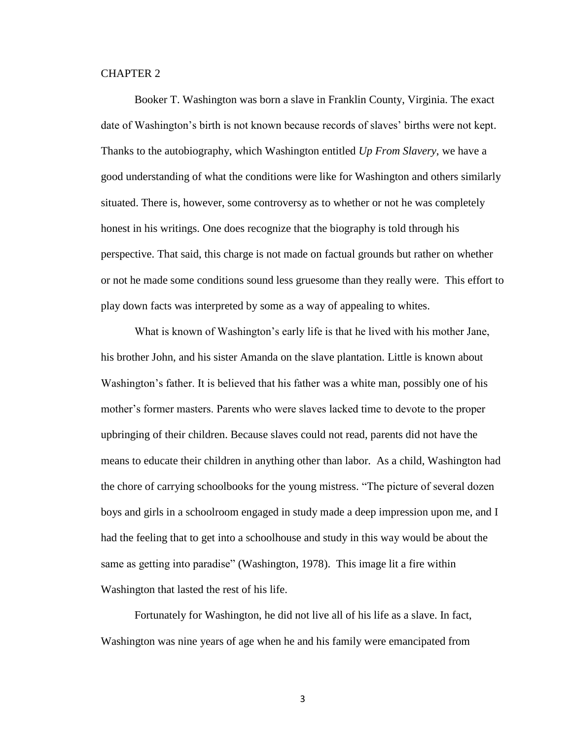# CHAPTER 2

Booker T. Washington was born a slave in Franklin County, Virginia. The exact date of Washington's birth is not known because records of slaves' births were not kept. Thanks to the autobiography, which Washington entitled *Up From Slavery*, we have a good understanding of what the conditions were like for Washington and others similarly situated. There is, however, some controversy as to whether or not he was completely honest in his writings. One does recognize that the biography is told through his perspective. That said, this charge is not made on factual grounds but rather on whether or not he made some conditions sound less gruesome than they really were. This effort to play down facts was interpreted by some as a way of appealing to whites.

What is known of Washington's early life is that he lived with his mother Jane, his brother John, and his sister Amanda on the slave plantation. Little is known about Washington's father. It is believed that his father was a white man, possibly one of his mother's former masters. Parents who were slaves lacked time to devote to the proper upbringing of their children. Because slaves could not read, parents did not have the means to educate their children in anything other than labor. As a child, Washington had the chore of carrying schoolbooks for the young mistress. "The picture of several dozen boys and girls in a schoolroom engaged in study made a deep impression upon me, and I had the feeling that to get into a schoolhouse and study in this way would be about the same as getting into paradise" (Washington, 1978). This image lit a fire within Washington that lasted the rest of his life.

Fortunately for Washington, he did not live all of his life as a slave. In fact, Washington was nine years of age when he and his family were emancipated from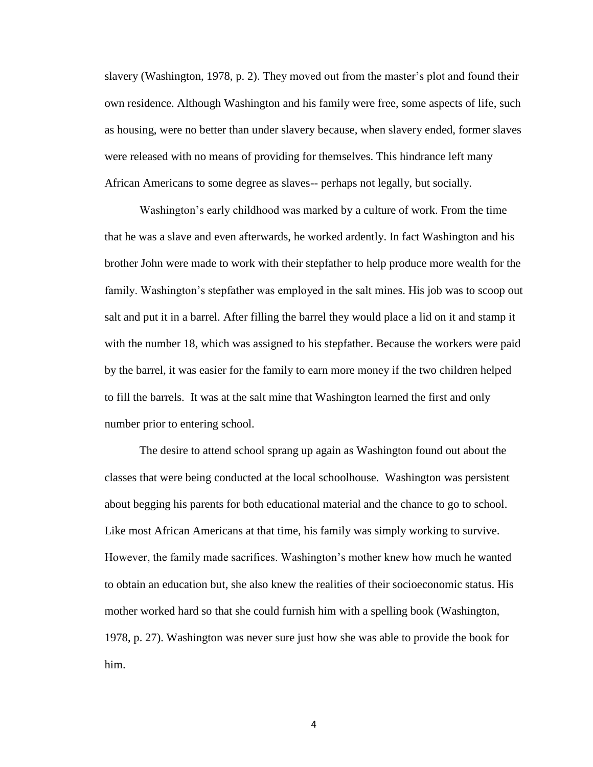slavery (Washington, 1978, p. 2). They moved out from the master's plot and found their own residence. Although Washington and his family were free, some aspects of life, such as housing, were no better than under slavery because, when slavery ended, former slaves were released with no means of providing for themselves. This hindrance left many African Americans to some degree as slaves-- perhaps not legally, but socially.

Washington's early childhood was marked by a culture of work. From the time that he was a slave and even afterwards, he worked ardently. In fact Washington and his brother John were made to work with their stepfather to help produce more wealth for the family. Washington's stepfather was employed in the salt mines. His job was to scoop out salt and put it in a barrel. After filling the barrel they would place a lid on it and stamp it with the number 18, which was assigned to his stepfather. Because the workers were paid by the barrel, it was easier for the family to earn more money if the two children helped to fill the barrels. It was at the salt mine that Washington learned the first and only number prior to entering school.

The desire to attend school sprang up again as Washington found out about the classes that were being conducted at the local schoolhouse. Washington was persistent about begging his parents for both educational material and the chance to go to school. Like most African Americans at that time, his family was simply working to survive. However, the family made sacrifices. Washington's mother knew how much he wanted to obtain an education but, she also knew the realities of their socioeconomic status. His mother worked hard so that she could furnish him with a spelling book (Washington, 1978, p. 27). Washington was never sure just how she was able to provide the book for him.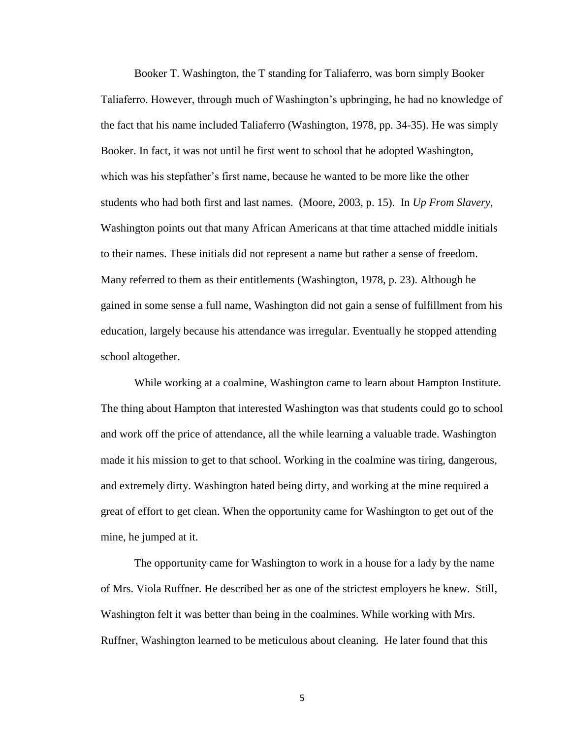Booker T. Washington, the T standing for Taliaferro, was born simply Booker Taliaferro. However, through much of Washington's upbringing, he had no knowledge of the fact that his name included Taliaferro (Washington, 1978, pp. 34-35). He was simply Booker. In fact, it was not until he first went to school that he adopted Washington, which was his stepfather's first name, because he wanted to be more like the other students who had both first and last names. (Moore, 2003, p. 15). In *Up From Slavery*, Washington points out that many African Americans at that time attached middle initials to their names. These initials did not represent a name but rather a sense of freedom. Many referred to them as their entitlements (Washington, 1978, p. 23). Although he gained in some sense a full name, Washington did not gain a sense of fulfillment from his education, largely because his attendance was irregular. Eventually he stopped attending school altogether.

While working at a coalmine, Washington came to learn about Hampton Institute. The thing about Hampton that interested Washington was that students could go to school and work off the price of attendance, all the while learning a valuable trade. Washington made it his mission to get to that school. Working in the coalmine was tiring, dangerous, and extremely dirty. Washington hated being dirty, and working at the mine required a great of effort to get clean. When the opportunity came for Washington to get out of the mine, he jumped at it.

The opportunity came for Washington to work in a house for a lady by the name of Mrs. Viola Ruffner. He described her as one of the strictest employers he knew. Still, Washington felt it was better than being in the coalmines. While working with Mrs. Ruffner, Washington learned to be meticulous about cleaning. He later found that this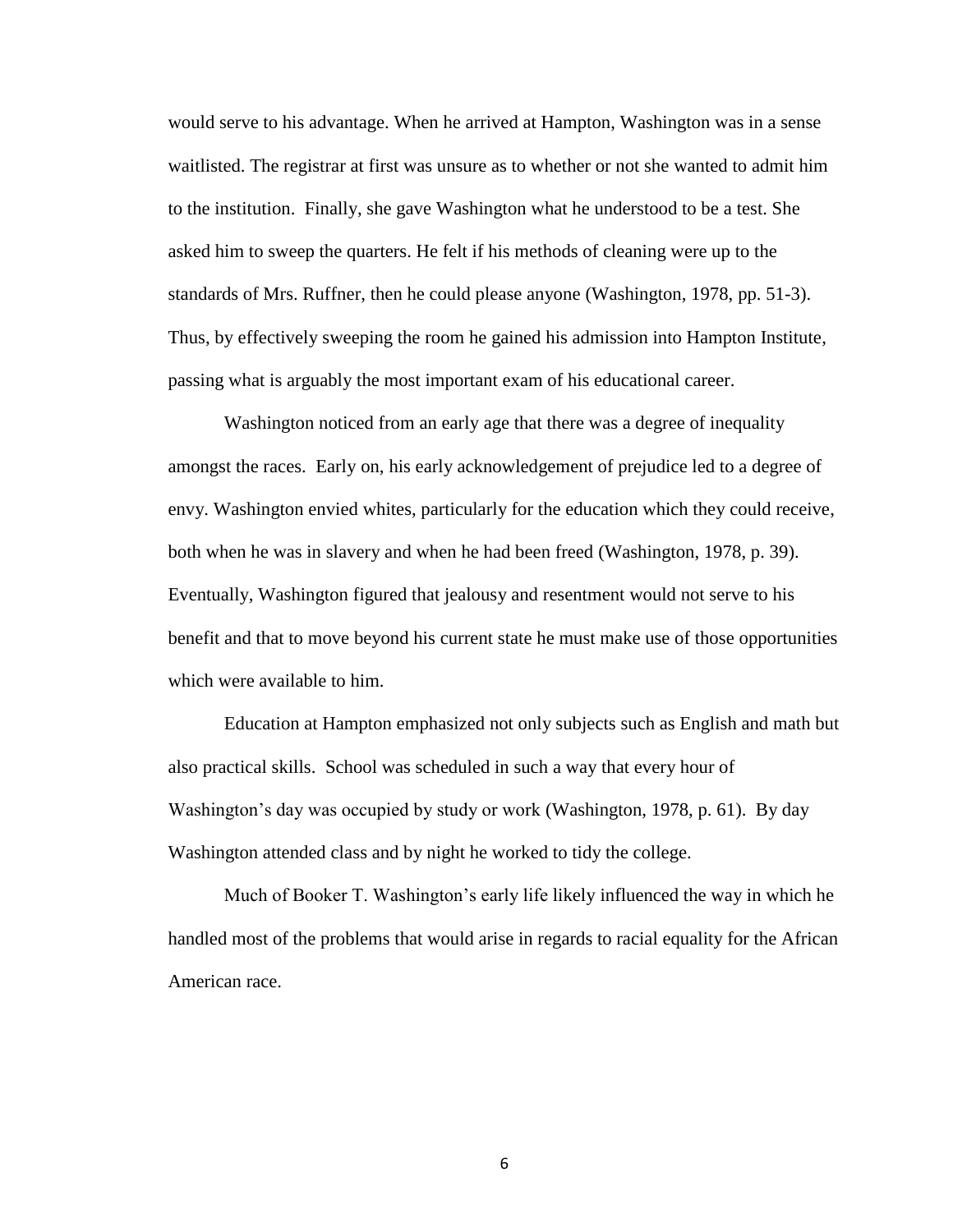would serve to his advantage. When he arrived at Hampton, Washington was in a sense waitlisted. The registrar at first was unsure as to whether or not she wanted to admit him to the institution. Finally, she gave Washington what he understood to be a test. She asked him to sweep the quarters. He felt if his methods of cleaning were up to the standards of Mrs. Ruffner, then he could please anyone (Washington, 1978, pp. 51-3). Thus, by effectively sweeping the room he gained his admission into Hampton Institute, passing what is arguably the most important exam of his educational career.

Washington noticed from an early age that there was a degree of inequality amongst the races. Early on, his early acknowledgement of prejudice led to a degree of envy. Washington envied whites, particularly for the education which they could receive, both when he was in slavery and when he had been freed (Washington, 1978, p. 39). Eventually, Washington figured that jealousy and resentment would not serve to his benefit and that to move beyond his current state he must make use of those opportunities which were available to him.

Education at Hampton emphasized not only subjects such as English and math but also practical skills. School was scheduled in such a way that every hour of Washington's day was occupied by study or work (Washington, 1978, p. 61). By day Washington attended class and by night he worked to tidy the college.

Much of Booker T. Washington's early life likely influenced the way in which he handled most of the problems that would arise in regards to racial equality for the African American race.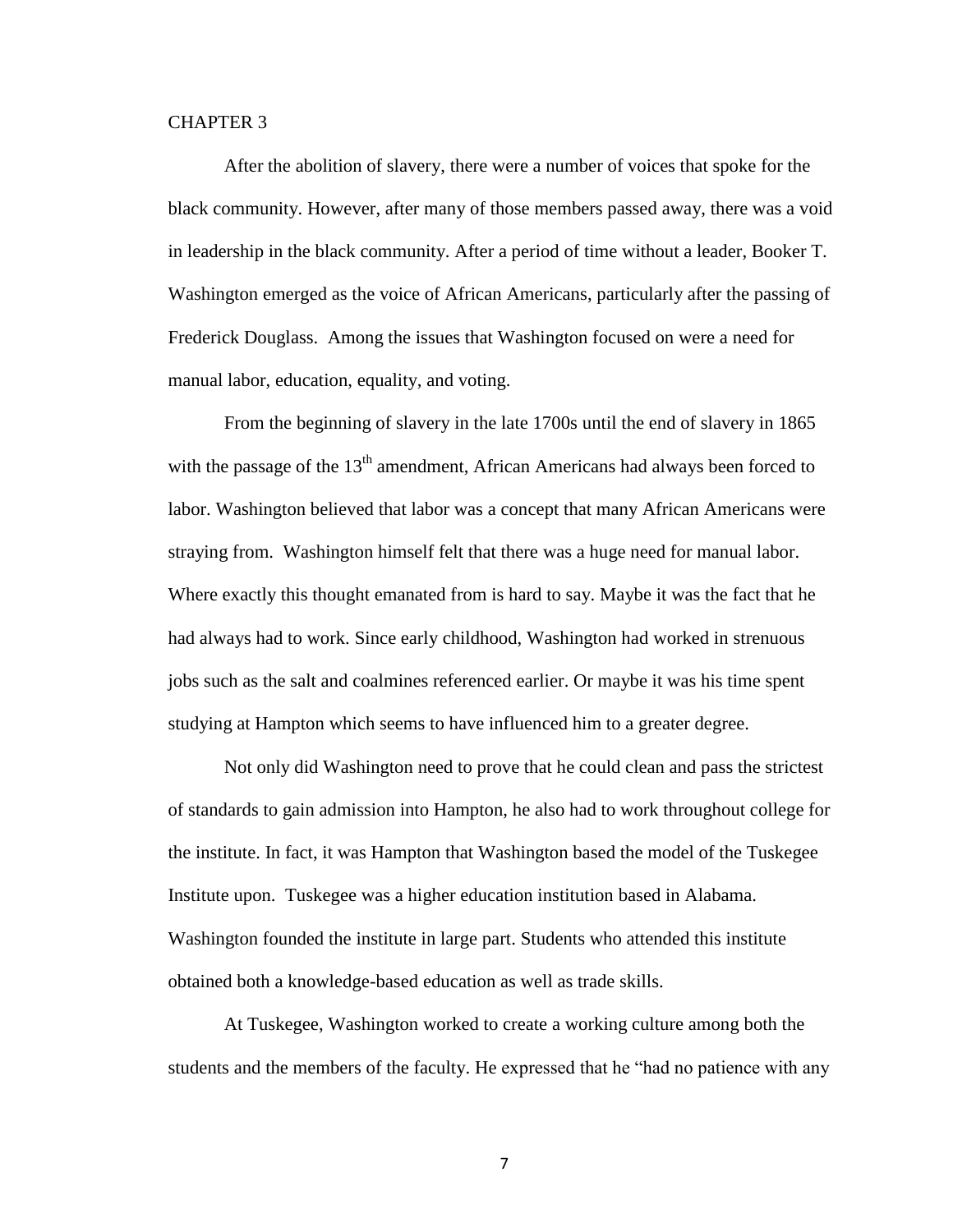# CHAPTER 3

After the abolition of slavery, there were a number of voices that spoke for the black community. However, after many of those members passed away, there was a void in leadership in the black community. After a period of time without a leader, Booker T. Washington emerged as the voice of African Americans, particularly after the passing of Frederick Douglass. Among the issues that Washington focused on were a need for manual labor, education, equality, and voting.

From the beginning of slavery in the late 1700s until the end of slavery in 1865 with the passage of the 13th amendment, African Americans had always been forced to labor. Washington believed that labor was a concept that many African Americans were straying from. Washington himself felt that there was a huge need for manual labor. Where exactly this thought emanated from is hard to say. Maybe it was the fact that he had always had to work. Since early childhood, Washington had worked in strenuous jobs such as the salt and coalmines referenced earlier. Or maybe it was his time spent studying at Hampton which seems to have influenced him to a greater degree.

Not only did Washington need to prove that he could clean and pass the strictest of standards to gain admission into Hampton, he also had to work throughout college for the institute. In fact, it was Hampton that Washington based the model of the Tuskegee Institute upon. Tuskegee was a higher education institution based in Alabama. Washington founded the institute in large part. Students who attended this institute obtained both a knowledge-based education as well as trade skills.

At Tuskegee, Washington worked to create a working culture among both the students and the members of the faculty. He expressed that he "had no patience with any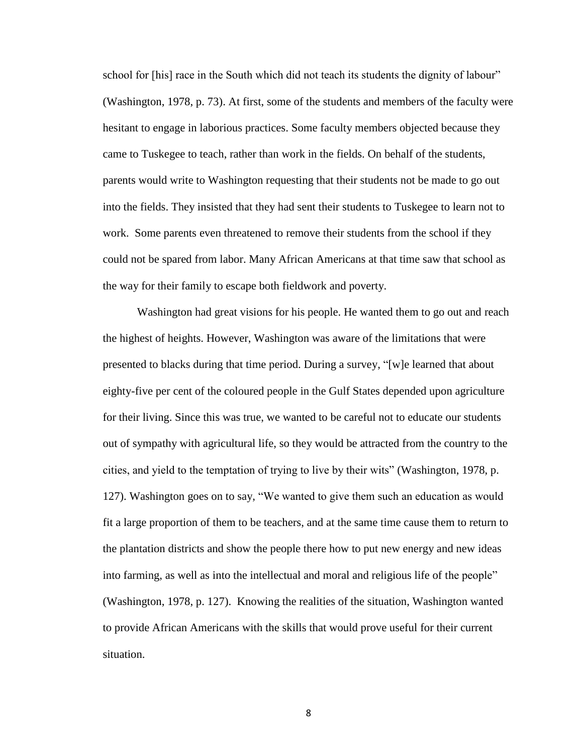school for [his] race in the South which did not teach its students the dignity of labour" (Washington, 1978, p. 73). At first, some of the students and members of the faculty were hesitant to engage in laborious practices. Some faculty members objected because they came to Tuskegee to teach, rather than work in the fields. On behalf of the students, parents would write to Washington requesting that their students not be made to go out into the fields. They insisted that they had sent their students to Tuskegee to learn not to work. Some parents even threatened to remove their students from the school if they could not be spared from labor. Many African Americans at that time saw that school as the way for their family to escape both fieldwork and poverty.

Washington had great visions for his people. He wanted them to go out and reach the highest of heights. However, Washington was aware of the limitations that were presented to blacks during that time period. During a survey, "[w]e learned that about eighty-five per cent of the coloured people in the Gulf States depended upon agriculture for their living. Since this was true, we wanted to be careful not to educate our students out of sympathy with agricultural life, so they would be attracted from the country to the cities, and yield to the temptation of trying to live by their wits" (Washington, 1978, p. 127). Washington goes on to say, "We wanted to give them such an education as would fit a large proportion of them to be teachers, and at the same time cause them to return to the plantation districts and show the people there how to put new energy and new ideas into farming, as well as into the intellectual and moral and religious life of the people" (Washington, 1978, p. 127). Knowing the realities of the situation, Washington wanted to provide African Americans with the skills that would prove useful for their current situation.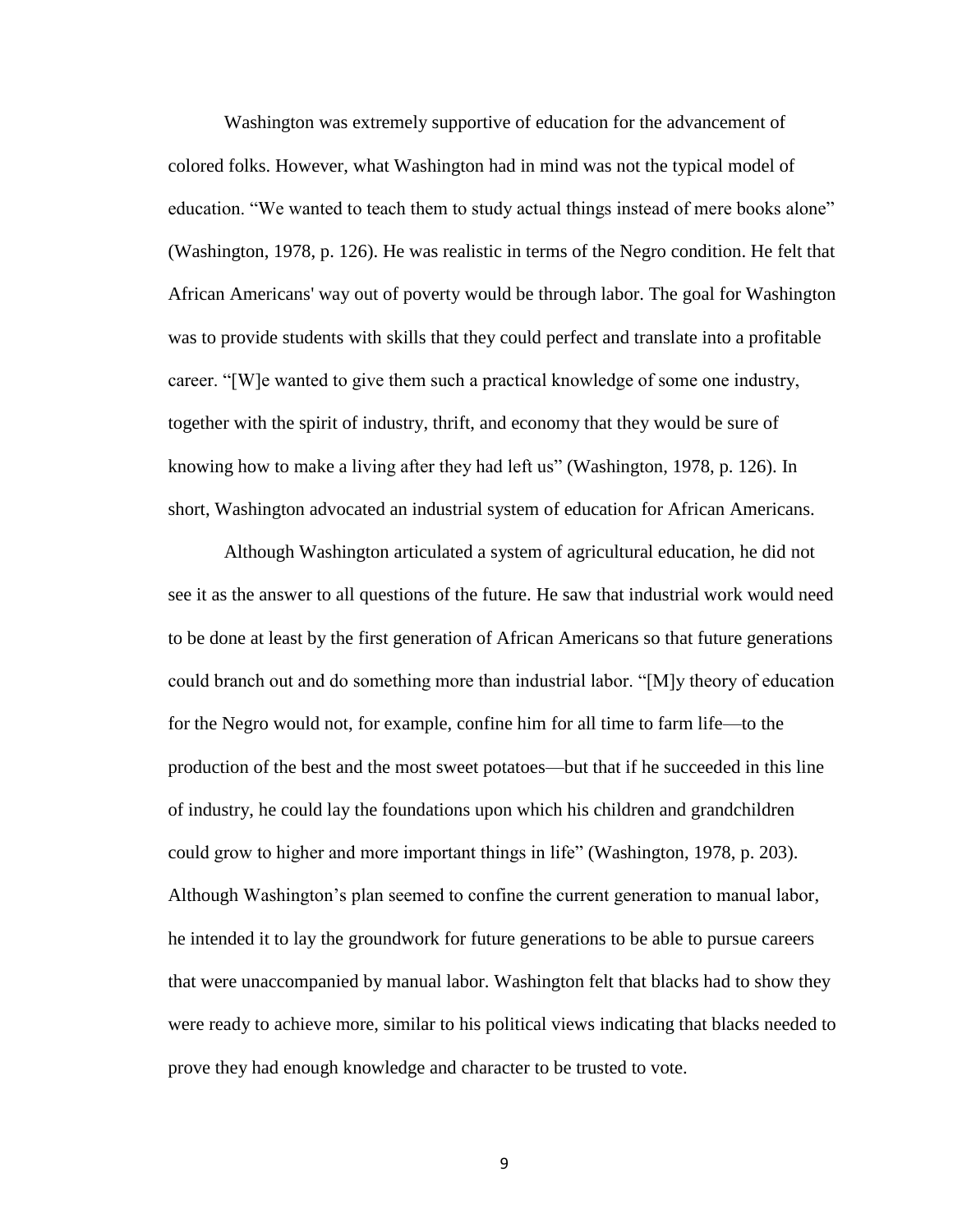Washington was extremely supportive of education for the advancement of colored folks. However, what Washington had in mind was not the typical model of education. “We wanted to teach them to study actual things instead of mere books alone” (Washington, 1978, p. 126). He was realistic in terms of the Negro condition. He felt that African Americans' way out of poverty would be through labor. The goal for Washington was to provide students with skills that they could perfect and translate into a profitable career. “[W]e wanted to give them such a practical knowledge of some one industry, together with the spirit of industry, thrift, and economy that they would be sure of knowing how to make a living after they had left us” (Washington, 1978, p. 126). In short, Washington advocated an industrial system of education for African Americans.

Although Washington articulated a system of agricultural education, he did not see it as the answer to all questions of the future. He saw that industrial work would need to be done at least by the first generation of African Americans so that future generations could branch out and do something more than industrial labor. “[M]y theory of education for the Negro would not, for example, confine him for all time to farm life—to the production of the best and the most sweet potatoes—but that if he succeeded in this line of industry, he could lay the foundations upon which his children and grandchildren could grow to higher and more important things in life” (Washington, 1978, p. 203). Although Washington’s plan seemed to confine the current generation to manual labor, he intended it to lay the groundwork for future generations to be able to pursue careers that were unaccompanied by manual labor. Washington felt that blacks had to show they were ready to achieve more, similar to his political views indicating that blacks needed to prove they had enough knowledge and character to be trusted to vote.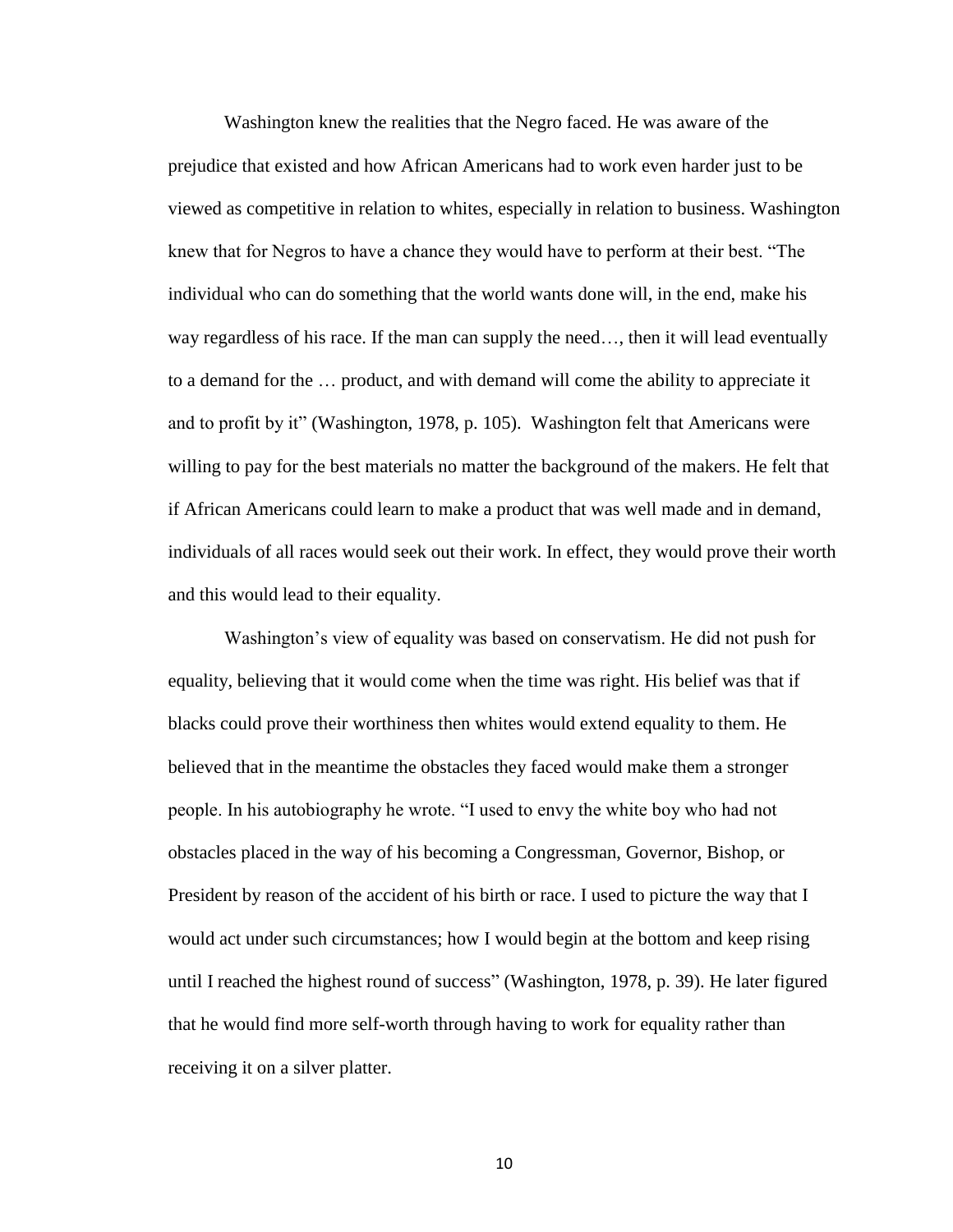Washington knew the realities that the Negro faced. He was aware of the prejudice that existed and how African Americans had to work even harder just to be viewed as competitive in relation to whites, especially in relation to business. Washington knew that for Negros to have a chance they would have to perform at their best. "The individual who can do something that the world wants done will, in the end, make his way regardless of his race. If the man can supply the need…, then it will lead eventually to a demand for the … product, and with demand will come the ability to appreciate it and to profit by it" (Washington, 1978, p. 105). Washington felt that Americans were willing to pay for the best materials no matter the background of the makers. He felt that if African Americans could learn to make a product that was well made and in demand, individuals of all races would seek out their work. In effect, they would prove their worth and this would lead to their equality.

Washington's view of equality was based on conservatism. He did not push for equality, believing that it would come when the time was right. His belief was that if blacks could prove their worthiness then whites would extend equality to them. He believed that in the meantime the obstacles they faced would make them a stronger people. In his autobiography he wrote. "I used to envy the white boy who had not obstacles placed in the way of his becoming a Congressman, Governor, Bishop, or President by reason of the accident of his birth or race. I used to picture the way that I would act under such circumstances; how I would begin at the bottom and keep rising until I reached the highest round of success" (Washington, 1978, p. 39). He later figured that he would find more self-worth through having to work for equality rather than receiving it on a silver platter.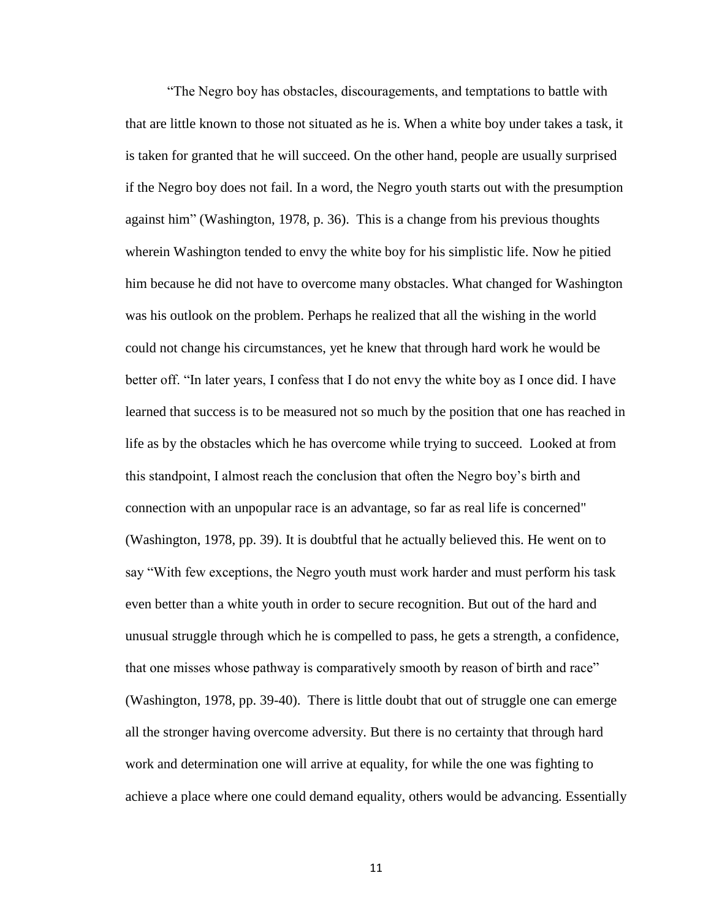"The Negro boy has obstacles, discouragements, and temptations to battle with that are little known to those not situated as he is. When a white boy under takes a task, it is taken for granted that he will succeed. On the other hand, people are usually surprised if the Negro boy does not fail. In a word, the Negro youth starts out with the presumption against him" (Washington, 1978, p. 36). This is a change from his previous thoughts wherein Washington tended to envy the white boy for his simplistic life. Now he pitied him because he did not have to overcome many obstacles. What changed for Washington was his outlook on the problem. Perhaps he realized that all the wishing in the world could not change his circumstances, yet he knew that through hard work he would be better off. "In later years, I confess that I do not envy the white boy as I once did. I have learned that success is to be measured not so much by the position that one has reached in life as by the obstacles which he has overcome while trying to succeed. Looked at from this standpoint, I almost reach the conclusion that often the Negro boy's birth and connection with an unpopular race is an advantage, so far as real life is concerned" (Washington, 1978, pp. 39). It is doubtful that he actually believed this. He went on to say "With few exceptions, the Negro youth must work harder and must perform his task even better than a white youth in order to secure recognition. But out of the hard and unusual struggle through which he is compelled to pass, he gets a strength, a confidence, that one misses whose pathway is comparatively smooth by reason of birth and race" (Washington, 1978, pp. 39-40). There is little doubt that out of struggle one can emerge all the stronger having overcome adversity. But there is no certainty that through hard work and determination one will arrive at equality, for while the one was fighting to achieve a place where one could demand equality, others would be advancing. Essentially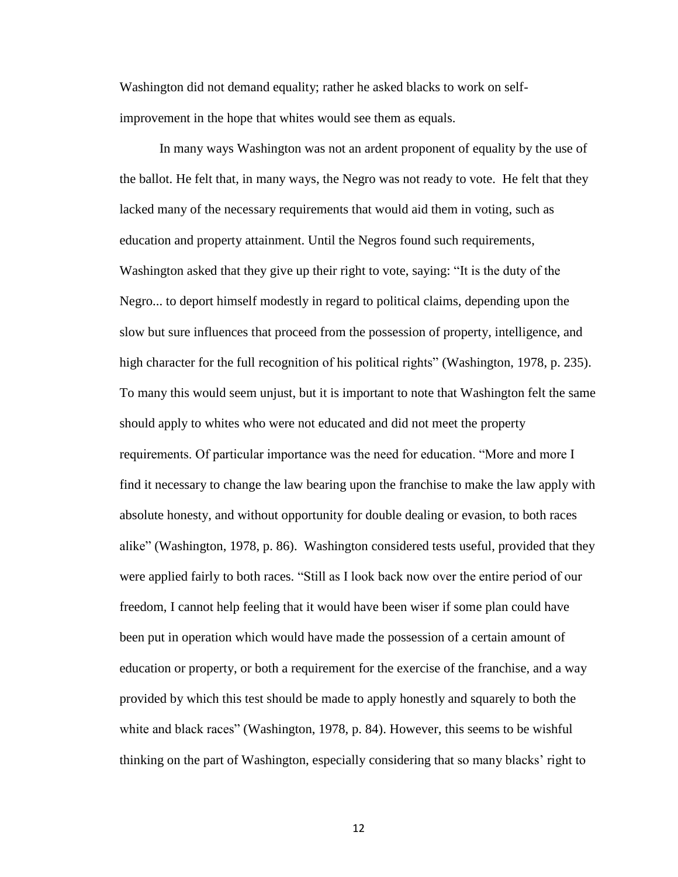Washington did not demand equality; rather he asked blacks to work on self-improvement in the hope that whites would see them as equals.

In many ways Washington was not an ardent proponent of equality by the use of the ballot. He felt that, in many ways, the Negro was not ready to vote. He felt that they lacked many of the necessary requirements that would aid them in voting, such as education and property attainment. Until the Negros found such requirements, Washington asked that they give up their right to vote, saying: "It is the duty of the Negro... to deport himself modestly in regard to political claims, depending upon the slow but sure influences that proceed from the possession of property, intelligence, and high character for the full recognition of his political rights" (Washington, 1978, p. 235). To many this would seem unjust, but it is important to note that Washington felt the same should apply to whites who were not educated and did not meet the property requirements. Of particular importance was the need for education. "More and more I find it necessary to change the law bearing upon the franchise to make the law apply with absolute honesty, and without opportunity for double dealing or evasion, to both races alike" (Washington, 1978, p. 86). Washington considered tests useful, provided that they were applied fairly to both races. "Still as I look back now over the entire period of our freedom, I cannot help feeling that it would have been wiser if some plan could have been put in operation which would have made the possession of a certain amount of education or property, or both a requirement for the exercise of the franchise, and a way provided by which this test should be made to apply honestly and squarely to both the white and black races" (Washington, 1978, p. 84). However, this seems to be wishful thinking on the part of Washington, especially considering that so many blacks' right to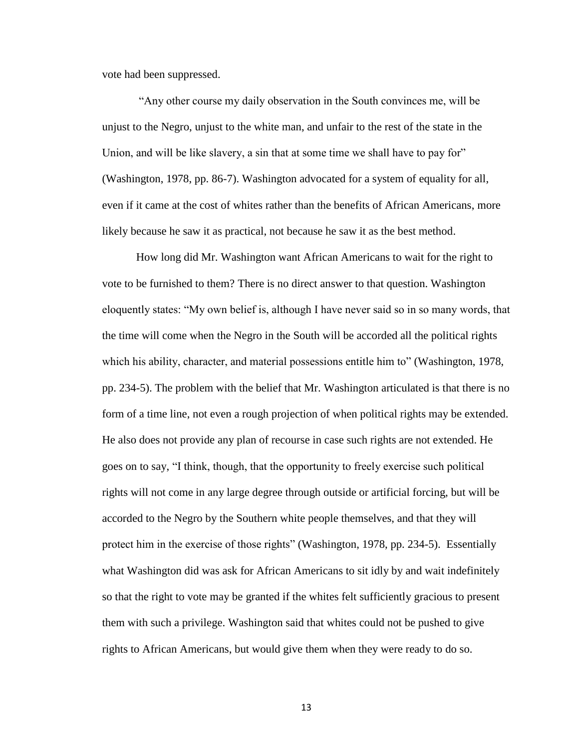vote had been suppressed.

"Any other course my daily observation in the South convinces me, will be unjust to the Negro, unjust to the white man, and unfair to the rest of the state in the Union, and will be like slavery, a sin that at some time we shall have to pay for" (Washington, 1978, pp. 86-7). Washington advocated for a system of equality for all, even if it came at the cost of whites rather than the benefits of African Americans, more likely because he saw it as practical, not because he saw it as the best method.

How long did Mr. Washington want African Americans to wait for the right to vote to be furnished to them? There is no direct answer to that question. Washington eloquently states: "My own belief is, although I have never said so in so many words, that the time will come when the Negro in the South will be accorded all the political rights which his ability, character, and material possessions entitle him to" (Washington, 1978, pp. 234-5). The problem with the belief that Mr. Washington articulated is that there is no form of a time line, not even a rough projection of when political rights may be extended. He also does not provide any plan of recourse in case such rights are not extended. He goes on to say, "I think, though, that the opportunity to freely exercise such political rights will not come in any large degree through outside or artificial forcing, but will be accorded to the Negro by the Southern white people themselves, and that they will protect him in the exercise of those rights" (Washington, 1978, pp. 234-5). Essentially what Washington did was ask for African Americans to sit idly by and wait indefinitely so that the right to vote may be granted if the whites felt sufficiently gracious to present them with such a privilege. Washington said that whites could not be pushed to give rights to African Americans, but would give them when they were ready to do so.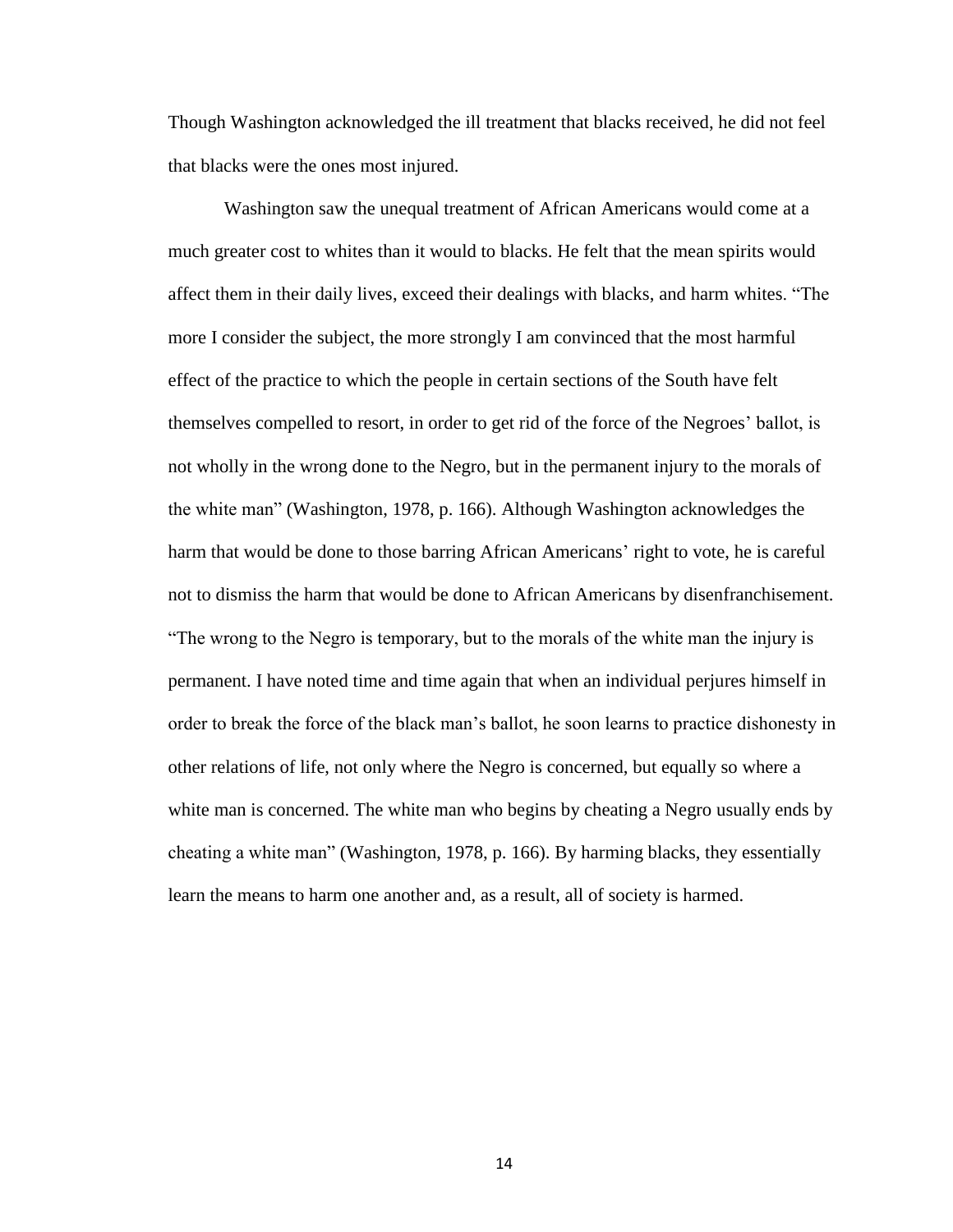Though Washington acknowledged the ill treatment that blacks received, he did not feel that blacks were the ones most injured.

Washington saw the unequal treatment of African Americans would come at a much greater cost to whites than it would to blacks. He felt that the mean spirits would affect them in their daily lives, exceed their dealings with blacks, and harm whites. "The more I consider the subject, the more strongly I am convinced that the most harmful effect of the practice to which the people in certain sections of the South have felt themselves compelled to resort, in order to get rid of the force of the Negroes' ballot, is not wholly in the wrong done to the Negro, but in the permanent injury to the morals of the white man" (Washington, 1978, p. 166). Although Washington acknowledges the harm that would be done to those barring African Americans' right to vote, he is careful not to dismiss the harm that would be done to African Americans by disenfranchisement. "The wrong to the Negro is temporary, but to the morals of the white man the injury is permanent. I have noted time and time again that when an individual perjures himself in order to break the force of the black man's ballot, he soon learns to practice dishonesty in other relations of life, not only where the Negro is concerned, but equally so where a white man is concerned. The white man who begins by cheating a Negro usually ends by cheating a white man" (Washington, 1978, p. 166). By harming blacks, they essentially learn the means to harm one another and, as a result, all of society is harmed.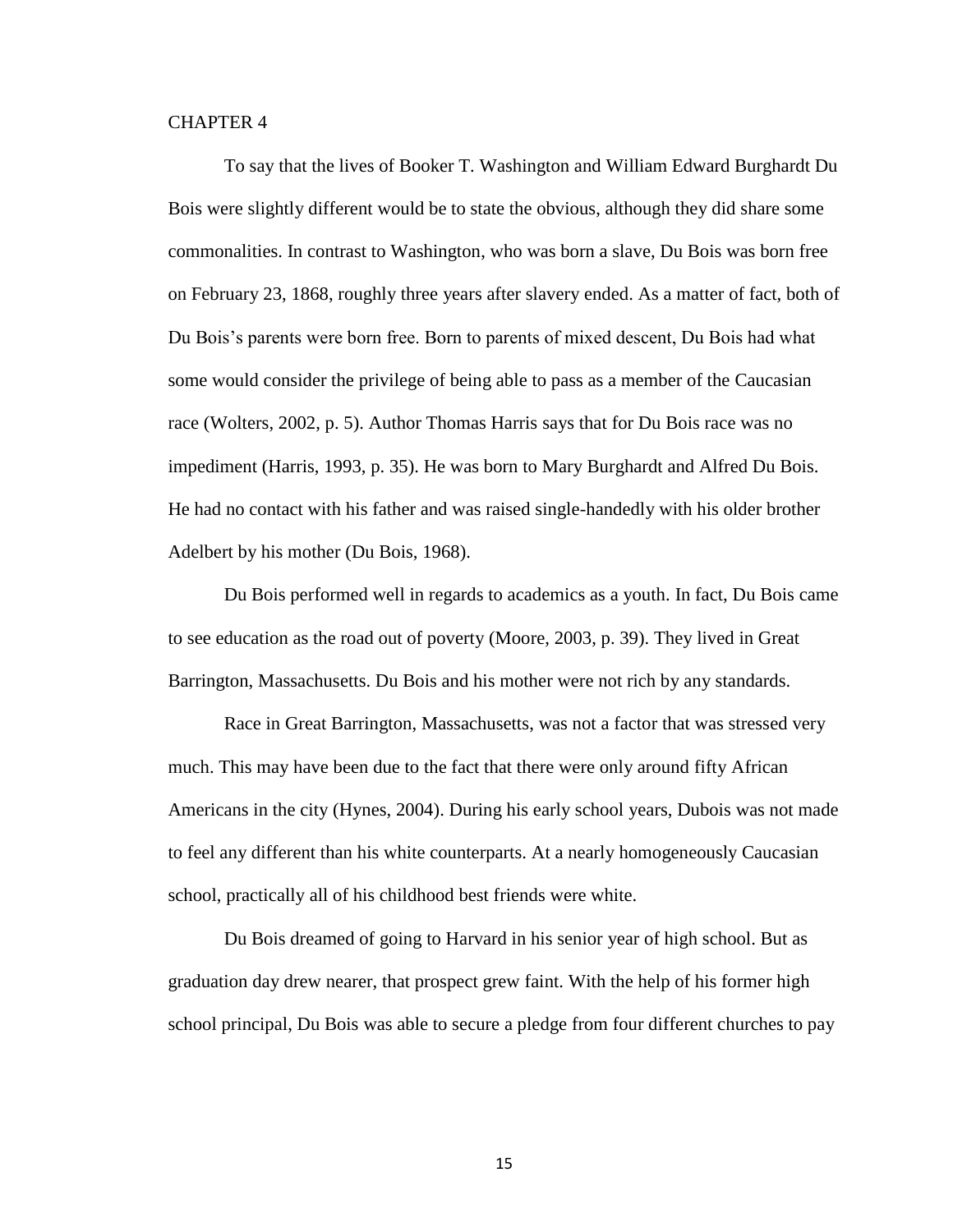# CHAPTER 4

To say that the lives of Booker T. Washington and William Edward Burghardt Du Bois were slightly different would be to state the obvious, although they did share some commonalities. In contrast to Washington, who was born a slave, Du Bois was born free on February 23, 1868, roughly three years after slavery ended. As a matter of fact, both of Du Bois's parents were born free. Born to parents of mixed descent, Du Bois had what some would consider the privilege of being able to pass as a member of the Caucasian race (Wolters, 2002, p. 5). Author Thomas Harris says that for Du Bois race was no impediment (Harris, 1993, p. 35). He was born to Mary Burghardt and Alfred Du Bois. He had no contact with his father and was raised single-handedly with his older brother Adelbert by his mother (Du Bois, 1968).

Du Bois performed well in regards to academics as a youth. In fact, Du Bois came to see education as the road out of poverty (Moore, 2003, p. 39). They lived in Great Barrington, Massachusetts. Du Bois and his mother were not rich by any standards.

Race in Great Barrington, Massachusetts, was not a factor that was stressed very much. This may have been due to the fact that there were only around fifty African Americans in the city (Hynes, 2004). During his early school years, Dubois was not made to feel any different than his white counterparts. At a nearly homogeneously Caucasian school, practically all of his childhood best friends were white.

Du Bois dreamed of going to Harvard in his senior year of high school. But as graduation day drew nearer, that prospect grew faint. With the help of his former high school principal, Du Bois was able to secure a pledge from four different churches to pay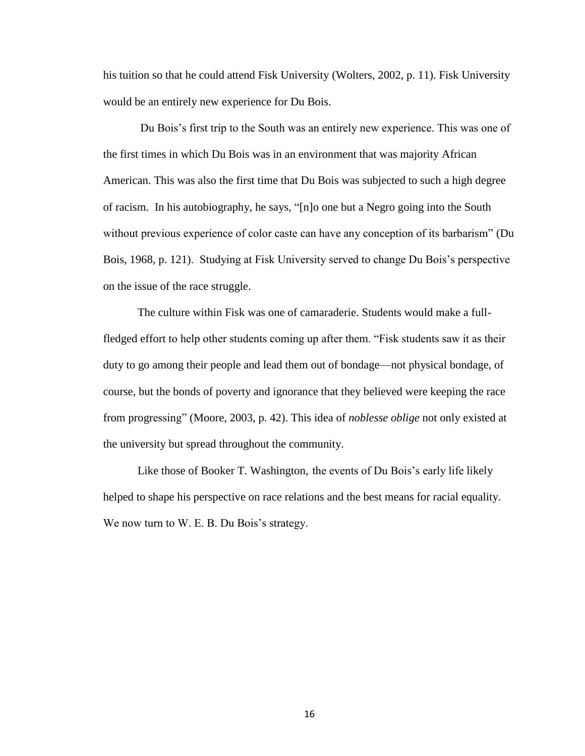his tuition so that he could attend Fisk University (Wolters, 2002, p. 11). Fisk University would be an entirely new experience for Du Bois.

Du Bois's first trip to the South was an entirely new experience. This was one of the first times in which Du Bois was in an environment that was majority African American. This was also the first time that Du Bois was subjected to such a high degree of racism. In his autobiography, he says, "[n]o one but a Negro going into the South without previous experience of color caste can have any conception of its barbarism" (Du Bois, 1968, p. 121). Studying at Fisk University served to change Du Bois's perspective on the issue of the race struggle.

The culture within Fisk was one of camaraderie. Students would make a full-fledged effort to help other students coming up after them. "Fisk students saw it as their duty to go among their people and lead them out of bondage—not physical bondage, of course, but the bonds of poverty and ignorance that they believed were keeping the race from progressing" (Moore, 2003, p. 42). This idea of *noblesse oblige* not only existed at the university but spread throughout the community.

Like those of Booker T. Washington, the events of Du Bois's early life likely helped to shape his perspective on race relations and the best means for racial equality. We now turn to W. E. B. Du Bois's strategy.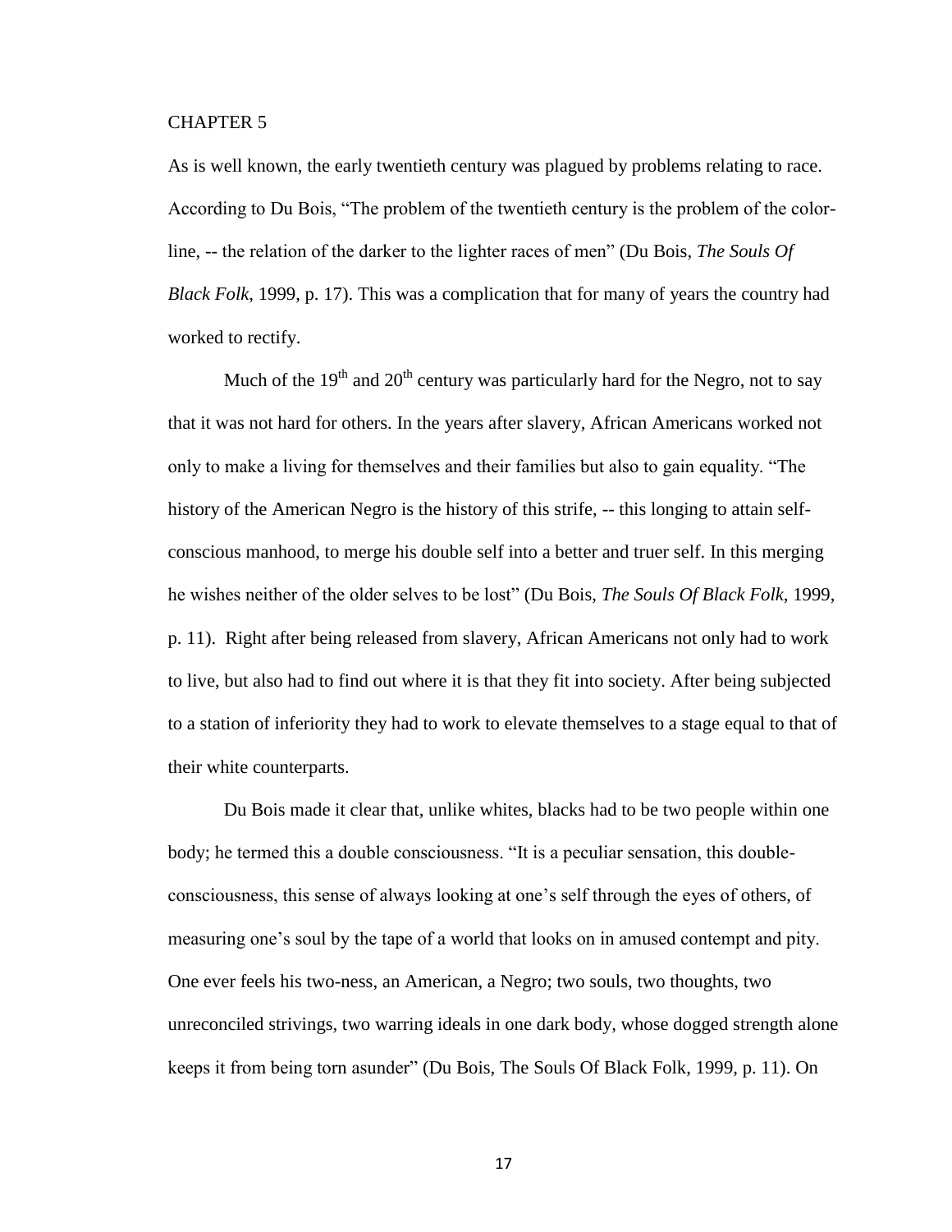# CHAPTER 5

As is well known, the early twentieth century was plagued by problems relating to race. According to Du Bois, "The problem of the twentieth century is the problem of the color-line, -- the relation of the darker to the lighter races of men" (Du Bois, *The Souls Of Black Folk*, 1999, p. 17). This was a complication that for many of years the country had worked to rectify.

Much of the 19th and 20th century was particularly hard for the Negro, not to say that it was not hard for others. In the years after slavery, African Americans worked not only to make a living for themselves and their families but also to gain equality. "The history of the American Negro is the history of this strife, -- this longing to attain self-conscious manhood, to merge his double self into a better and truer self. In this merging he wishes neither of the older selves to be lost" (Du Bois, *The Souls Of Black Folk*, 1999, p. 11). Right after being released from slavery, African Americans not only had to work to live, but also had to find out where it is that they fit into society. After being subjected to a station of inferiority they had to work to elevate themselves to a stage equal to that of their white counterparts.

Du Bois made it clear that, unlike whites, blacks had to be two people within one body; he termed this a double consciousness. "It is a peculiar sensation, this double-consciousness, this sense of always looking at one's self through the eyes of others, of measuring one's soul by the tape of a world that looks on in amused contempt and pity. One ever feels his two-ness, an American, a Negro; two souls, two thoughts, two unreconciled strivings, two warring ideals in one dark body, whose dogged strength alone keeps it from being torn asunder" (Du Bois, The Souls Of Black Folk, 1999, p. 11). On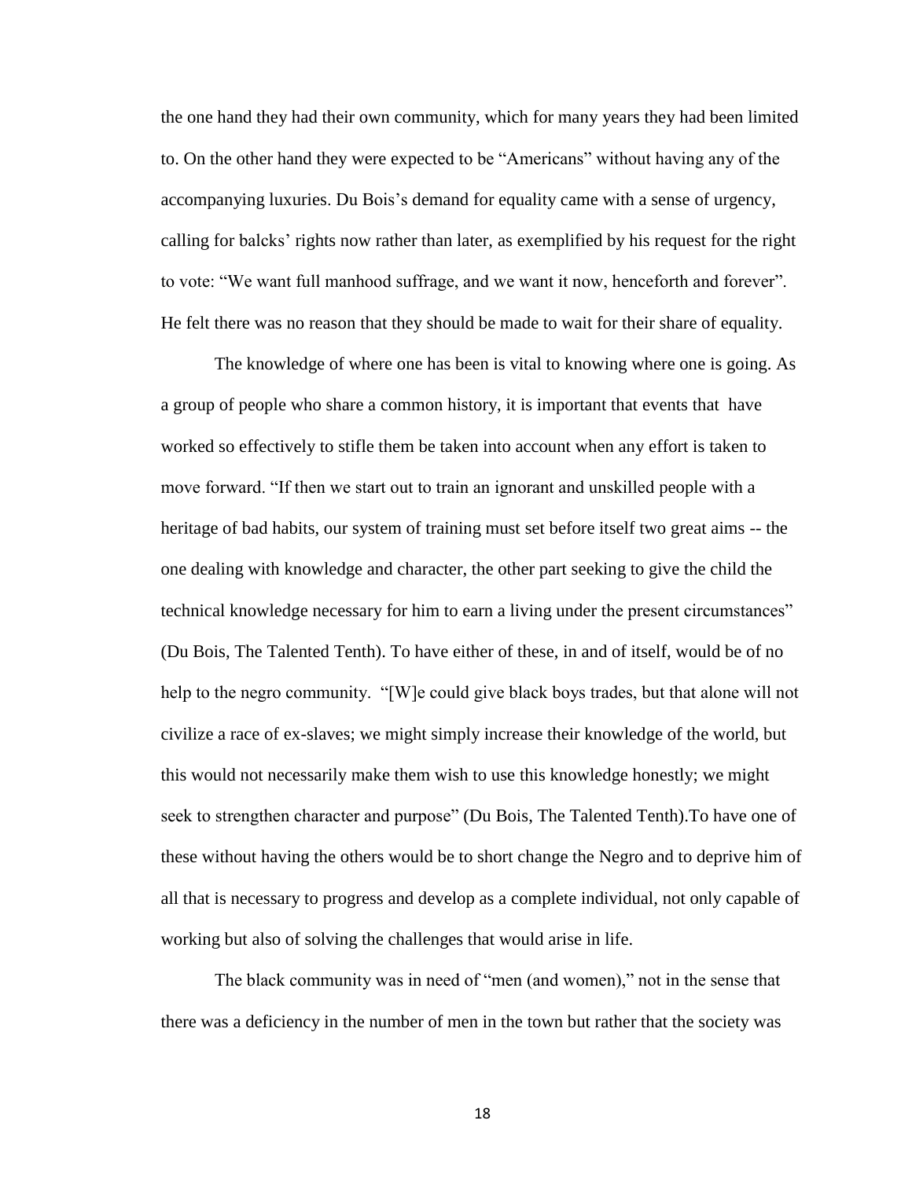the one hand they had their own community, which for many years they had been limited to. On the other hand they were expected to be "Americans" without having any of the accompanying luxuries. Du Bois's demand for equality came with a sense of urgency, calling for balcks' rights now rather than later, as exemplified by his request for the right to vote: "We want full manhood suffrage, and we want it now, henceforth and forever". He felt there was no reason that they should be made to wait for their share of equality.

The knowledge of where one has been is vital to knowing where one is going. As a group of people who share a common history, it is important that events that have worked so effectively to stifle them be taken into account when any effort is taken to move forward. "If then we start out to train an ignorant and unskilled people with a heritage of bad habits, our system of training must set before itself two great aims -- the one dealing with knowledge and character, the other part seeking to give the child the technical knowledge necessary for him to earn a living under the present circumstances" (Du Bois, The Talented Tenth). To have either of these, in and of itself, would be of no help to the negro community. "[W]e could give black boys trades, but that alone will not civilize a race of ex-slaves; we might simply increase their knowledge of the world, but this would not necessarily make them wish to use this knowledge honestly; we might seek to strengthen character and purpose" (Du Bois, The Talented Tenth).To have one of these without having the others would be to short change the Negro and to deprive him of all that is necessary to progress and develop as a complete individual, not only capable of working but also of solving the challenges that would arise in life.

The black community was in need of "men (and women)," not in the sense that there was a deficiency in the number of men in the town but rather that the society was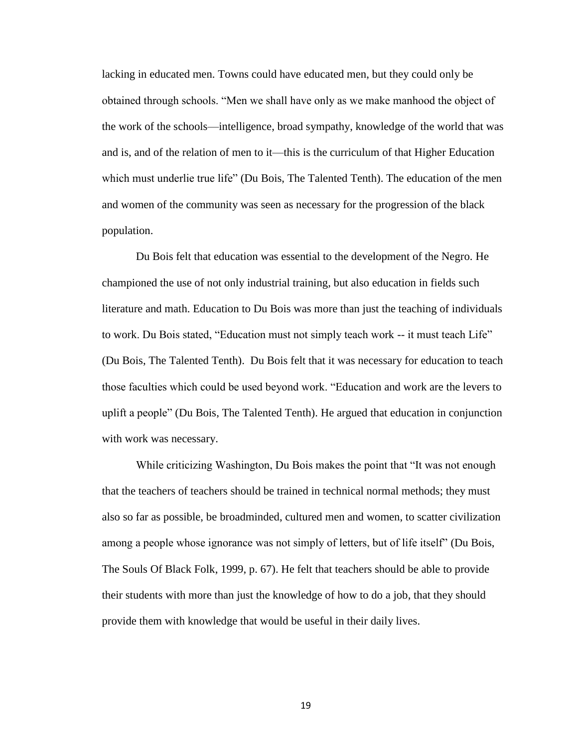lacking in educated men. Towns could have educated men, but they could only be obtained through schools. "Men we shall have only as we make manhood the object of the work of the schools—intelligence, broad sympathy, knowledge of the world that was and is, and of the relation of men to it—this is the curriculum of that Higher Education which must underlie true life" (Du Bois, The Talented Tenth). The education of the men and women of the community was seen as necessary for the progression of the black population.

Du Bois felt that education was essential to the development of the Negro. He championed the use of not only industrial training, but also education in fields such literature and math. Education to Du Bois was more than just the teaching of individuals to work. Du Bois stated, "Education must not simply teach work -- it must teach Life" (Du Bois, The Talented Tenth). Du Bois felt that it was necessary for education to teach those faculties which could be used beyond work. "Education and work are the levers to uplift a people" (Du Bois, The Talented Tenth). He argued that education in conjunction with work was necessary.

While criticizing Washington, Du Bois makes the point that "It was not enough that the teachers of teachers should be trained in technical normal methods; they must also so far as possible, be broadminded, cultured men and women, to scatter civilization among a people whose ignorance was not simply of letters, but of life itself" (Du Bois, The Souls Of Black Folk, 1999, p. 67). He felt that teachers should be able to provide their students with more than just the knowledge of how to do a job, that they should provide them with knowledge that would be useful in their daily lives.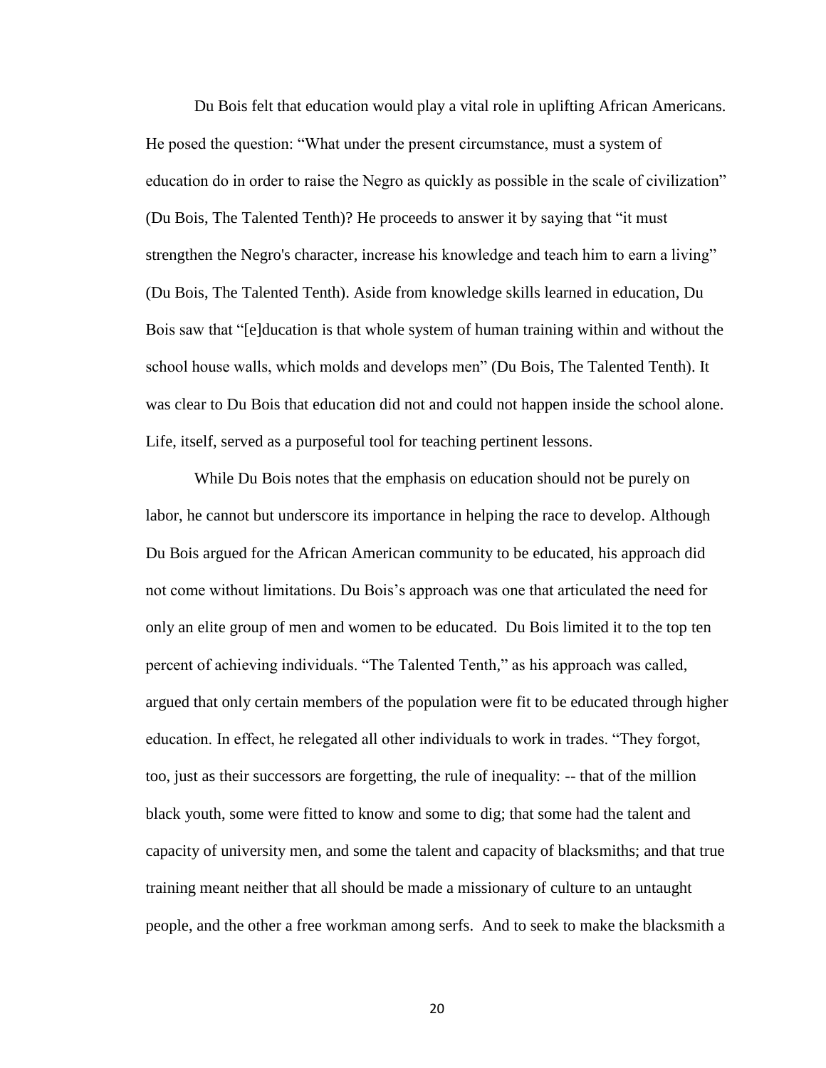Du Bois felt that education would play a vital role in uplifting African Americans. He posed the question: "What under the present circumstance, must a system of education do in order to raise the Negro as quickly as possible in the scale of civilization" (Du Bois, The Talented Tenth)? He proceeds to answer it by saying that "it must strengthen the Negro's character, increase his knowledge and teach him to earn a living" (Du Bois, The Talented Tenth). Aside from knowledge skills learned in education, Du Bois saw that "[e]ducation is that whole system of human training within and without the school house walls, which molds and develops men" (Du Bois, The Talented Tenth). It was clear to Du Bois that education did not and could not happen inside the school alone. Life, itself, served as a purposeful tool for teaching pertinent lessons.

While Du Bois notes that the emphasis on education should not be purely on labor, he cannot but underscore its importance in helping the race to develop. Although Du Bois argued for the African American community to be educated, his approach did not come without limitations. Du Bois's approach was one that articulated the need for only an elite group of men and women to be educated. Du Bois limited it to the top ten percent of achieving individuals. "The Talented Tenth," as his approach was called, argued that only certain members of the population were fit to be educated through higher education. In effect, he relegated all other individuals to work in trades. "They forgot, too, just as their successors are forgetting, the rule of inequality: -- that of the million black youth, some were fitted to know and some to dig; that some had the talent and capacity of university men, and some the talent and capacity of blacksmiths; and that true training meant neither that all should be made a missionary of culture to an untaught people, and the other a free workman among serfs. And to seek to make the blacksmith a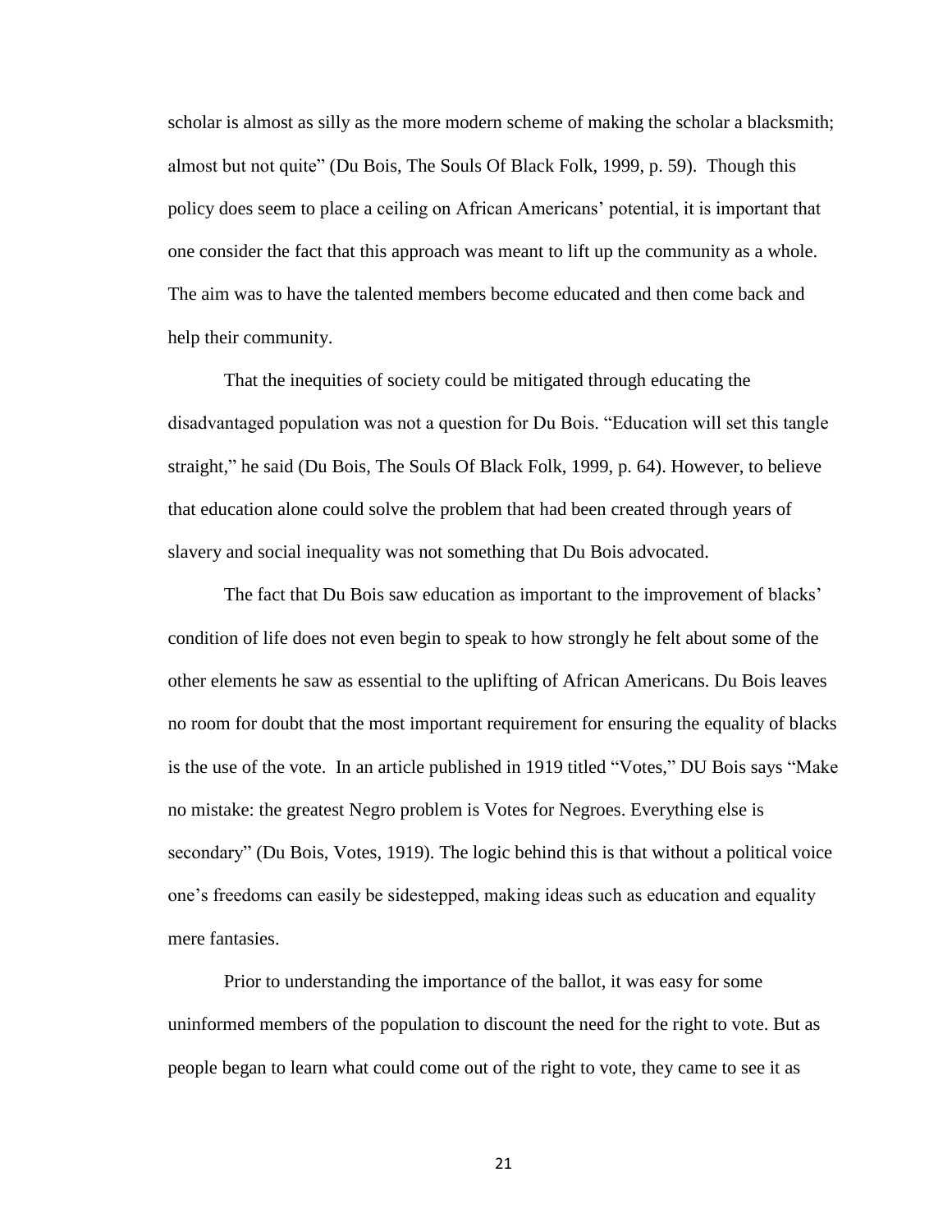scholar is almost as silly as the more modern scheme of making the scholar a blacksmith; almost but not quite" (Du Bois, The Souls Of Black Folk, 1999, p. 59). Though this policy does seem to place a ceiling on African Americans' potential, it is important that one consider the fact that this approach was meant to lift up the community as a whole. The aim was to have the talented members become educated and then come back and help their community.

That the inequities of society could be mitigated through educating the disadvantaged population was not a question for Du Bois. "Education will set this tangle straight," he said (Du Bois, The Souls Of Black Folk, 1999, p. 64). However, to believe that education alone could solve the problem that had been created through years of slavery and social inequality was not something that Du Bois advocated.

The fact that Du Bois saw education as important to the improvement of blacks' condition of life does not even begin to speak to how strongly he felt about some of the other elements he saw as essential to the uplifting of African Americans. Du Bois leaves no room for doubt that the most important requirement for ensuring the equality of blacks is the use of the vote. In an article published in 1919 titled "Votes," DU Bois says "Make no mistake: the greatest Negro problem is Votes for Negroes. Everything else is secondary" (Du Bois, Votes, 1919). The logic behind this is that without a political voice one's freedoms can easily be sidestepped, making ideas such as education and equality mere fantasies.

Prior to understanding the importance of the ballot, it was easy for some uninformed members of the population to discount the need for the right to vote. But as people began to learn what could come out of the right to vote, they came to see it as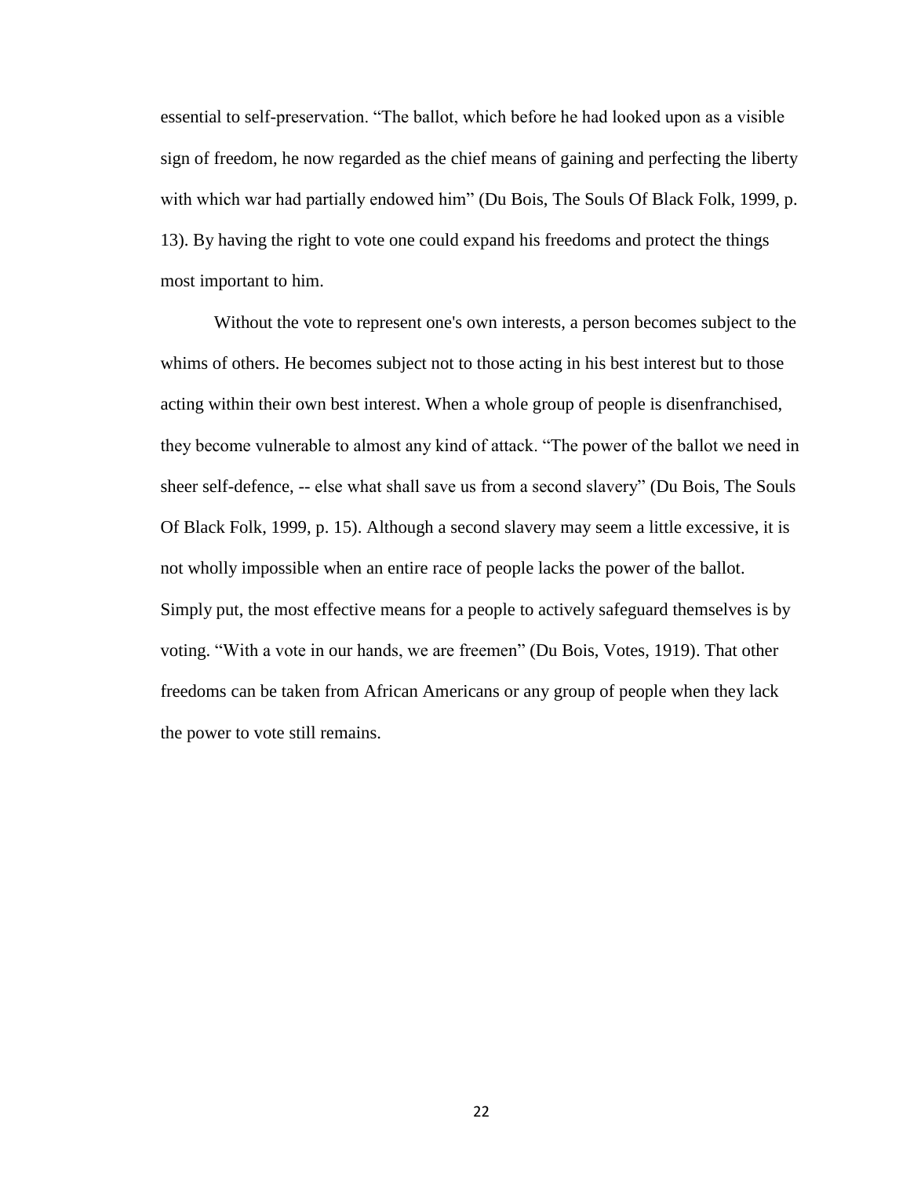essential to self-preservation. "The ballot, which before he had looked upon as a visible sign of freedom, he now regarded as the chief means of gaining and perfecting the liberty with which war had partially endowed him" (Du Bois, The Souls Of Black Folk, 1999, p. 13). By having the right to vote one could expand his freedoms and protect the things most important to him.

Without the vote to represent one's own interests, a person becomes subject to the whims of others. He becomes subject not to those acting in his best interest but to those acting within their own best interest. When a whole group of people is disenfranchised, they become vulnerable to almost any kind of attack. "The power of the ballot we need in sheer self-defence, -- else what shall save us from a second slavery" (Du Bois, The Souls Of Black Folk, 1999, p. 15). Although a second slavery may seem a little excessive, it is not wholly impossible when an entire race of people lacks the power of the ballot. Simply put, the most effective means for a people to actively safeguard themselves is by voting. "With a vote in our hands, we are freemen" (Du Bois, Votes, 1919). That other freedoms can be taken from African Americans or any group of people when they lack the power to vote still remains.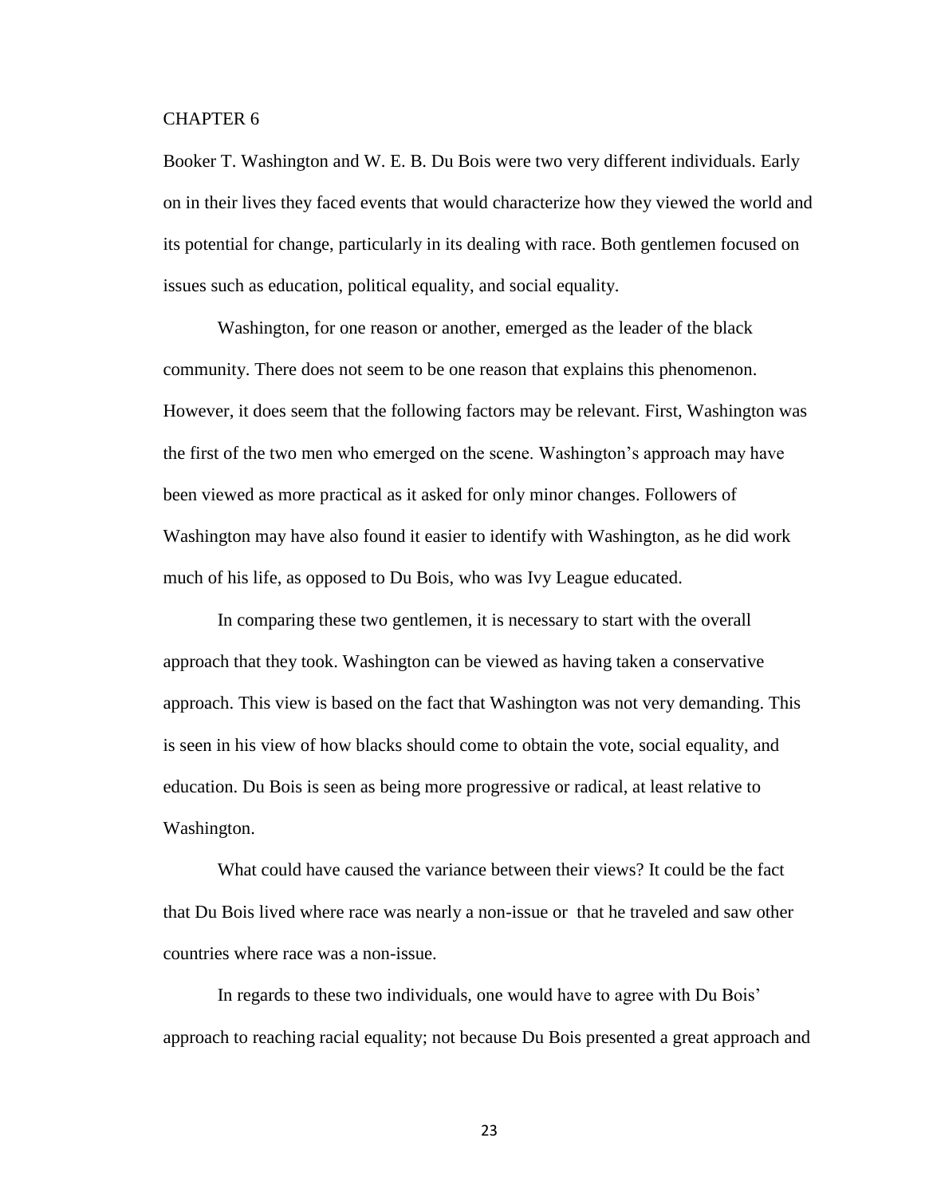# CHAPTER 6

Booker T. Washington and W. E. B. Du Bois were two very different individuals. Early on in their lives they faced events that would characterize how they viewed the world and its potential for change, particularly in its dealing with race. Both gentlemen focused on issues such as education, political equality, and social equality.

Washington, for one reason or another, emerged as the leader of the black community. There does not seem to be one reason that explains this phenomenon. However, it does seem that the following factors may be relevant. First, Washington was the first of the two men who emerged on the scene. Washington's approach may have been viewed as more practical as it asked for only minor changes. Followers of Washington may have also found it easier to identify with Washington, as he did work much of his life, as opposed to Du Bois, who was Ivy League educated.

In comparing these two gentlemen, it is necessary to start with the overall approach that they took. Washington can be viewed as having taken a conservative approach. This view is based on the fact that Washington was not very demanding. This is seen in his view of how blacks should come to obtain the vote, social equality, and education. Du Bois is seen as being more progressive or radical, at least relative to Washington.

What could have caused the variance between their views? It could be the fact that Du Bois lived where race was nearly a non-issue or that he traveled and saw other countries where race was a non-issue.

In regards to these two individuals, one would have to agree with Du Bois' approach to reaching racial equality; not because Du Bois presented a great approach and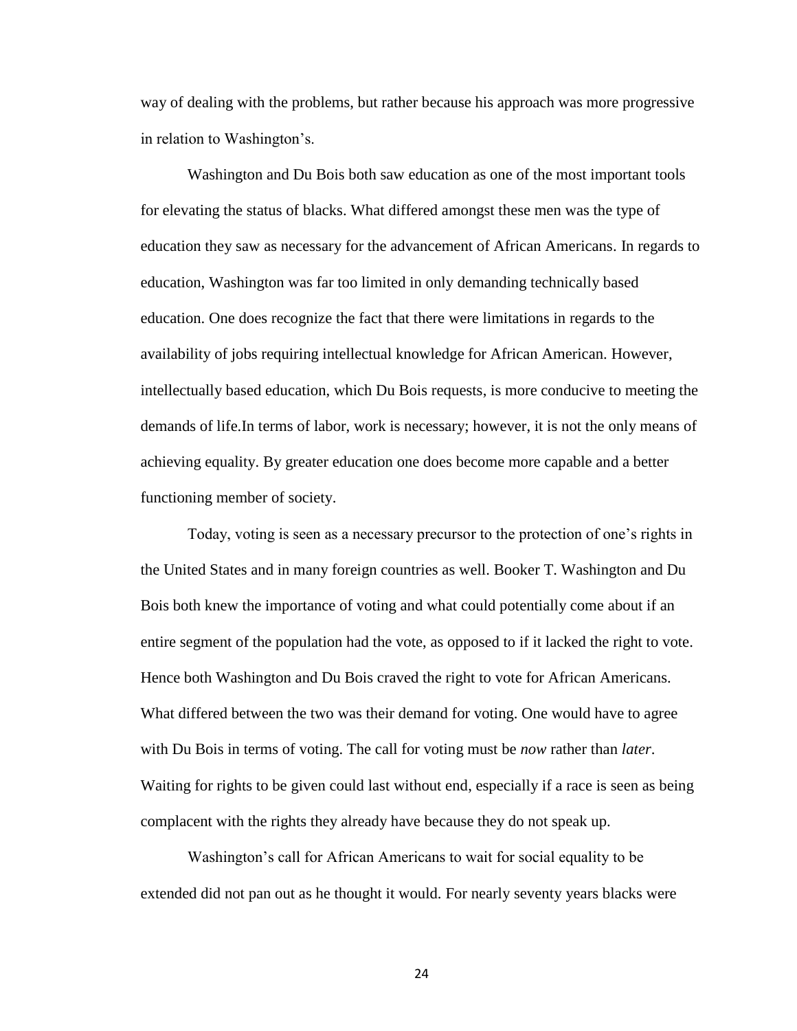way of dealing with the problems, but rather because his approach was more progressive in relation to Washington's.

Washington and Du Bois both saw education as one of the most important tools for elevating the status of blacks. What differed amongst these men was the type of education they saw as necessary for the advancement of African Americans. In regards to education, Washington was far too limited in only demanding technically based education. One does recognize the fact that there were limitations in regards to the availability of jobs requiring intellectual knowledge for African American. However, intellectually based education, which Du Bois requests, is more conducive to meeting the demands of life.In terms of labor, work is necessary; however, it is not the only means of achieving equality. By greater education one does become more capable and a better functioning member of society.

Today, voting is seen as a necessary precursor to the protection of one's rights in the United States and in many foreign countries as well. Booker T. Washington and Du Bois both knew the importance of voting and what could potentially come about if an entire segment of the population had the vote, as opposed to if it lacked the right to vote. Hence both Washington and Du Bois craved the right to vote for African Americans. What differed between the two was their demand for voting. One would have to agree with Du Bois in terms of voting. The call for voting must be *now* rather than *later*. Waiting for rights to be given could last without end, especially if a race is seen as being complacent with the rights they already have because they do not speak up.

Washington's call for African Americans to wait for social equality to be extended did not pan out as he thought it would. For nearly seventy years blacks were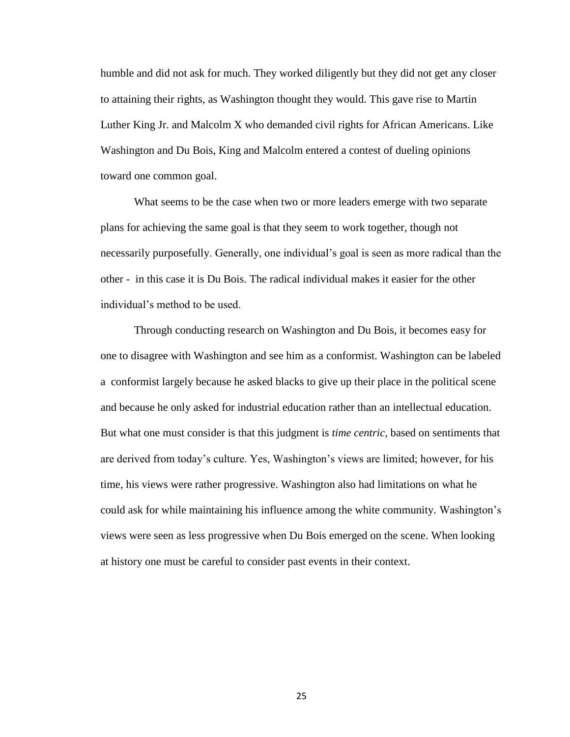humble and did not ask for much. They worked diligently but they did not get any closer to attaining their rights, as Washington thought they would. This gave rise to Martin Luther King Jr. and Malcolm X who demanded civil rights for African Americans. Like Washington and Du Bois, King and Malcolm entered a contest of dueling opinions toward one common goal.

What seems to be the case when two or more leaders emerge with two separate plans for achieving the same goal is that they seem to work together, though not necessarily purposefully. Generally, one individual's goal is seen as more radical than the other - in this case it is Du Bois. The radical individual makes it easier for the other individual's method to be used.

Through conducting research on Washington and Du Bois, it becomes easy for one to disagree with Washington and see him as a conformist. Washington can be labeled a conformist largely because he asked blacks to give up their place in the political scene and because he only asked for industrial education rather than an intellectual education. But what one must consider is that this judgment is *time centric*, based on sentiments that are derived from today's culture. Yes, Washington's views are limited; however, for his time, his views were rather progressive. Washington also had limitations on what he could ask for while maintaining his influence among the white community. Washington's views were seen as less progressive when Du Bois emerged on the scene. When looking at history one must be careful to consider past events in their context.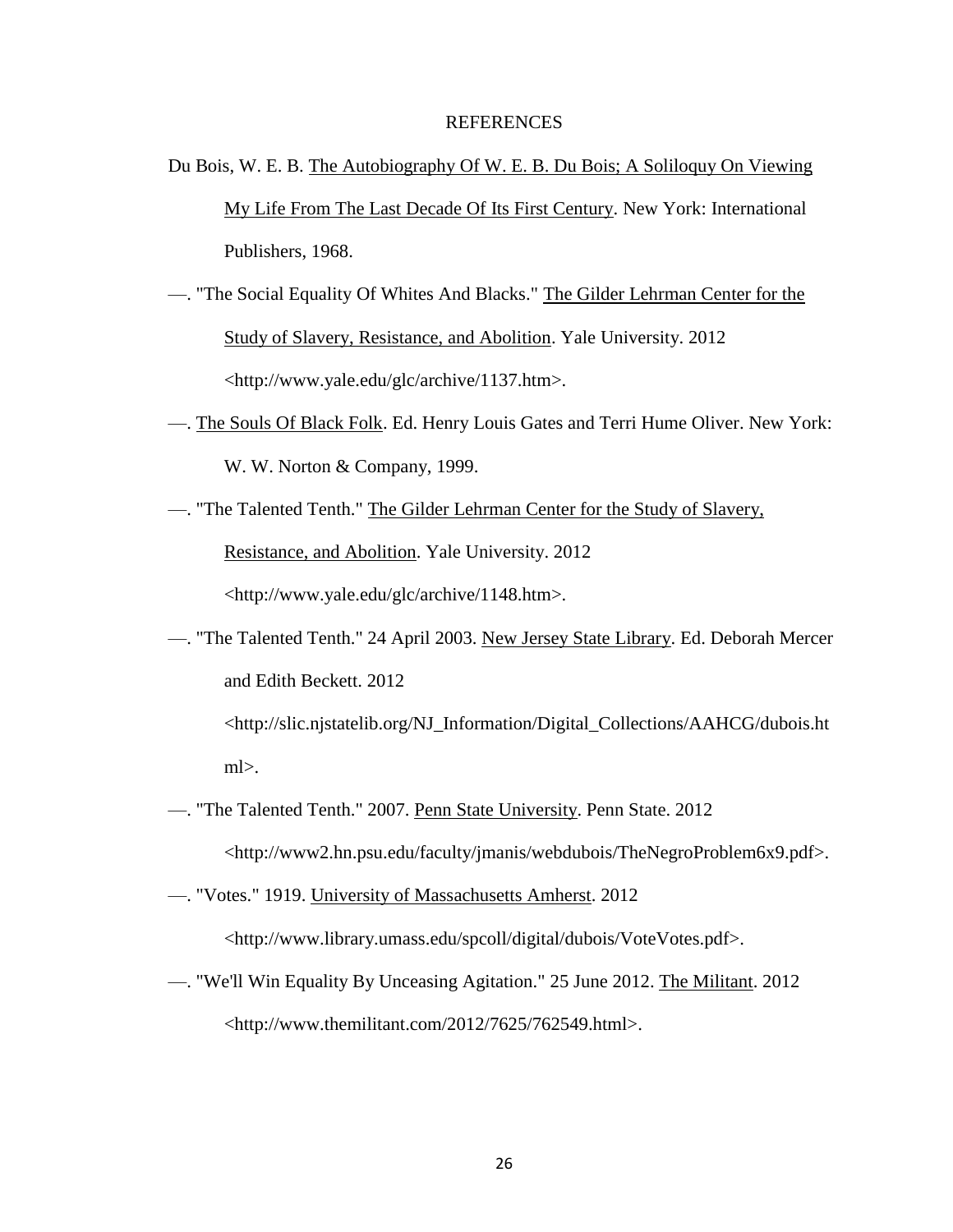# REFERENCES

Du Bois, W. E. B. The Autobiography Of W. E. B. Du Bois; A Soliloquy On Viewing My Life From The Last Decade Of Its First Century. New York: International Publishers, 1968.

—. "The Social Equality Of Whites And Blacks." The Gilder Lehrman Center for the Study of Slavery, Resistance, and Abolition. Yale University. 2012 <http://www.yale.edu/glc/archive/1137.htm>.

—. The Souls Of Black Folk. Ed. Henry Louis Gates and Terri Hume Oliver. New York: W. W. Norton & Company, 1999.

—. "The Talented Tenth." The Gilder Lehrman Center for the Study of Slavery, Resistance, and Abolition. Yale University. 2012 <http://www.yale.edu/glc/archive/1148.htm>.

—. "The Talented Tenth." 24 April 2003. New Jersey State Library. Ed. Deborah Mercer and Edith Beckett. 2012 <http://slic.njstatelib.org/NJ_Information/Digital_Collections/AAHCG/dubois.html>.

—. "The Talented Tenth." 2007. Penn State University. Penn State. 2012 <http://www2.hn.psu.edu/faculty/jmanis/webdubois/TheNegroProblem6x9.pdf>.

—. "Votes." 1919. University of Massachusetts Amherst. 2012 <http://www.library.umass.edu/spcoll/digital/dubois/VoteVotes.pdf>.

—. "We'll Win Equality By Unceasing Agitation." 25 June 2012. The Militant. 2012 <http://www.themilitant.com/2012/7625/762549.html>.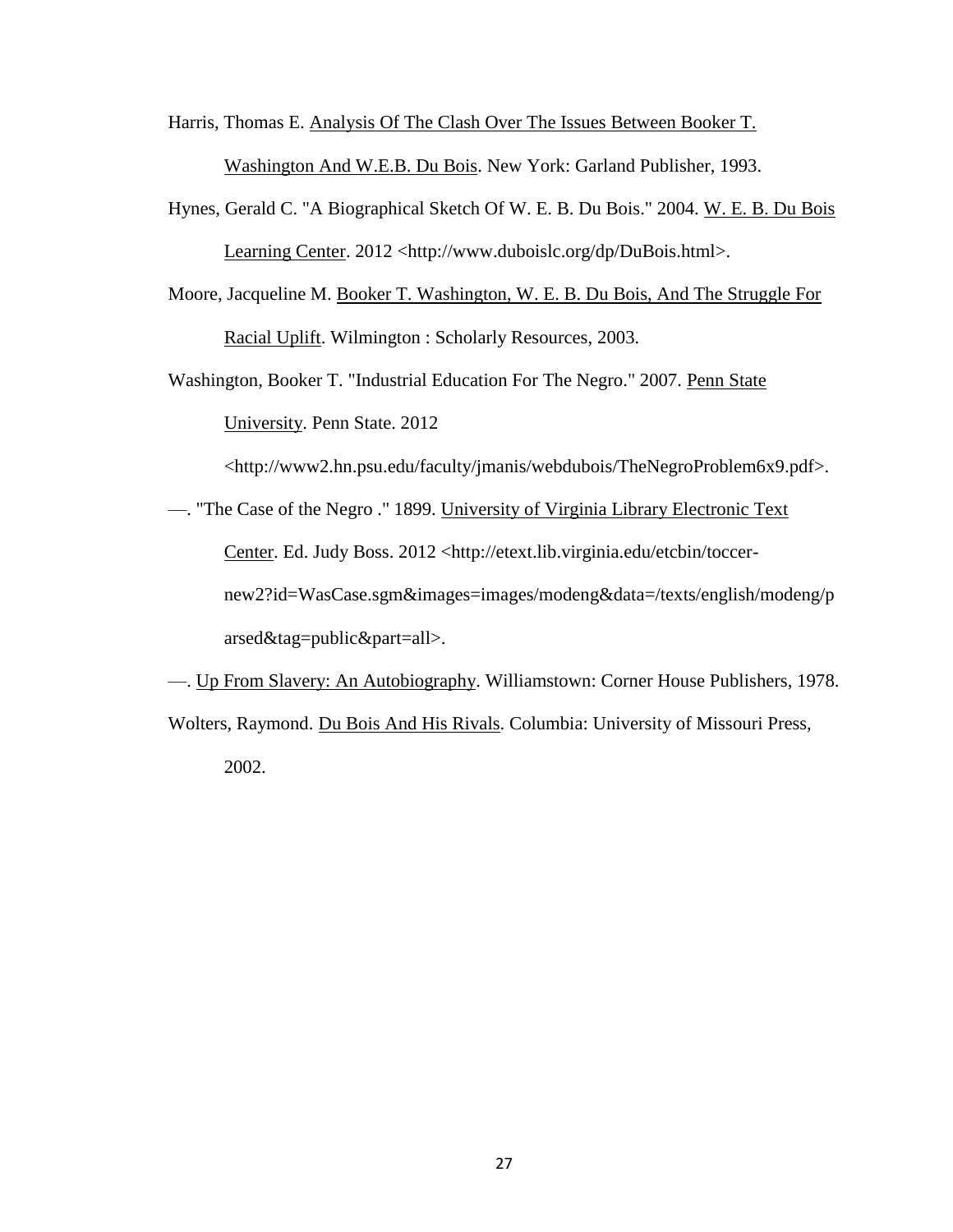Harris, Thomas E. Analysis Of The Clash Over The Issues Between Booker T. Washington And W.E.B. Du Bois. New York: Garland Publisher, 1993.

Hynes, Gerald C. "A Biographical Sketch Of W. E. B. Du Bois." 2004. W. E. B. Du Bois Learning Center. 2012 <http://www.duboislc.org/dp/DuBois.html>.

Moore, Jacqueline M. Booker T. Washington, W. E. B. Du Bois, And The Struggle For Racial Uplift. Wilmington : Scholarly Resources, 2003.

Washington, Booker T. "Industrial Education For The Negro." 2007. Penn State University. Penn State. 2012 <http://www2.hn.psu.edu/faculty/jmanis/webdubois/TheNegroProblem6x9.pdf>.

—. "The Case of the Negro ." 1899. University of Virginia Library Electronic Text Center. Ed. Judy Boss. 2012 <http://etext.lib.virginia.edu/etcbin/toccer-new2?id=WasCase.sgm&images=images/modeng&data=/texts/english/modeng/parsed&tag=public&part=all>.

—. Up From Slavery: An Autobiography. Williamstown: Corner House Publishers, 1978.

Wolters, Raymond. Du Bois And His Rivals. Columbia: University of Missouri Press, 2002.